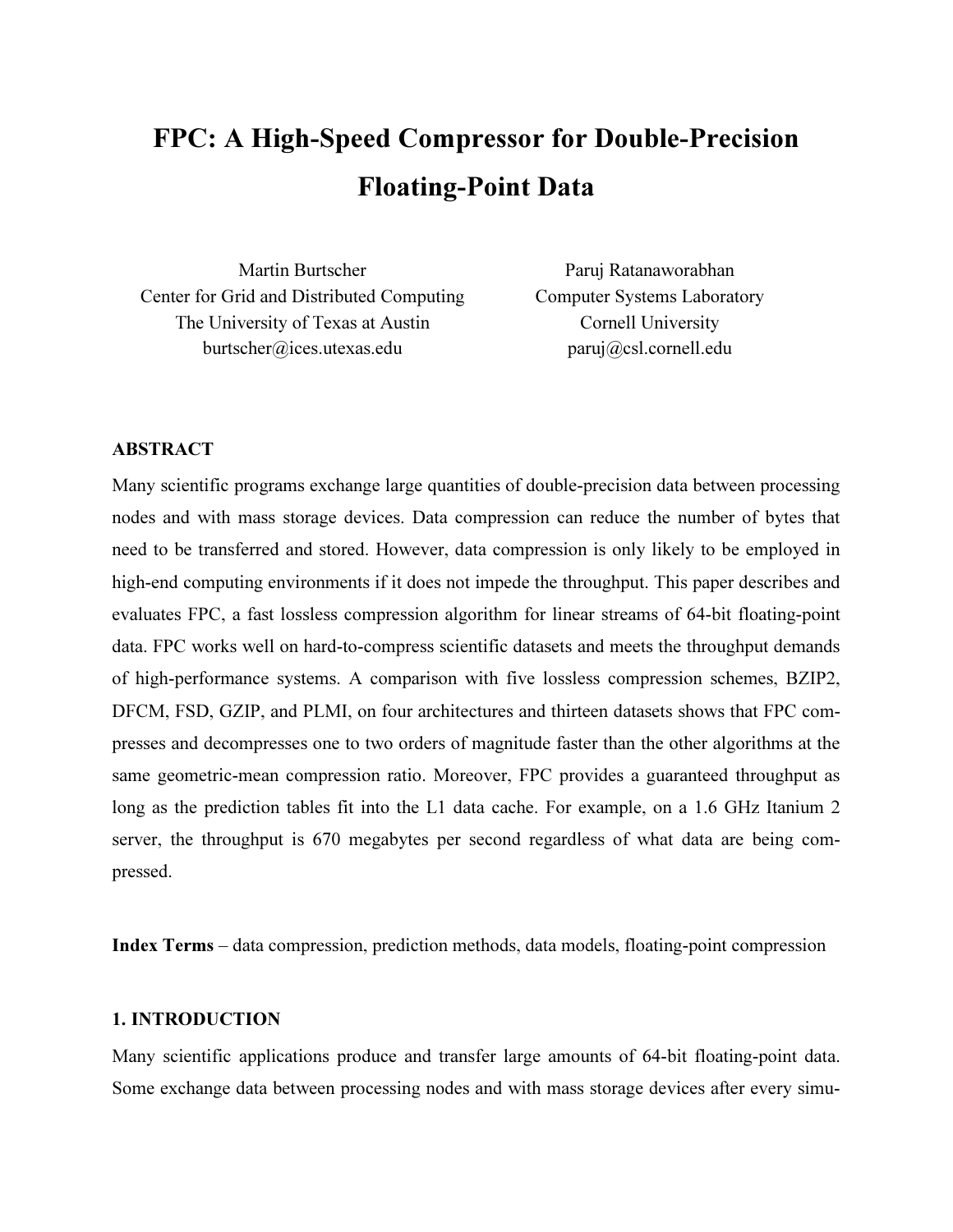# FPC: A High-Speed Compressor for Double-Precision Floating-Point Data

Martin Burtscher
Center for Grid and Distributed Computing
The University of Texas at Austin
burtscher@ices.utexas.edu

Paruj Ratanaworabhan
Computer Systems Laboratory
Cornell University
paruj@csl.cornell.edu

## ABSTRACT

Many scientific programs exchange large quantities of double-precision data between processing nodes and with mass storage devices. Data compression can reduce the number of bytes that need to be transferred and stored. However, data compression is only likely to be employed in high-end computing environments if it does not impede the throughput. This paper describes and evaluates FPC, a fast lossless compression algorithm for linear streams of 64-bit floating-point data. FPC works well on hard-to-compress scientific datasets and meets the throughput demands of high-performance systems. A comparison with five lossless compression schemes, BZIP2, DFCM, FSD, GZIP, and PLMI, on four architectures and thirteen datasets shows that FPC compresses and decompresses one to two orders of magnitude faster than the other algorithms at the same geometric-mean compression ratio. Moreover, FPC provides a guaranteed throughput as long as the prediction tables fit into the L1 data cache. For example, on a 1.6 GHz Itanium 2 server, the throughput is 670 megabytes per second regardless of what data are being compressed.

**Index Terms** – data compression, prediction methods, data models, floating-point compression

## 1. INTRODUCTION

Many scientific applications produce and transfer large amounts of 64-bit floating-point data. Some exchange data between processing nodes and with mass storage devices after every simu-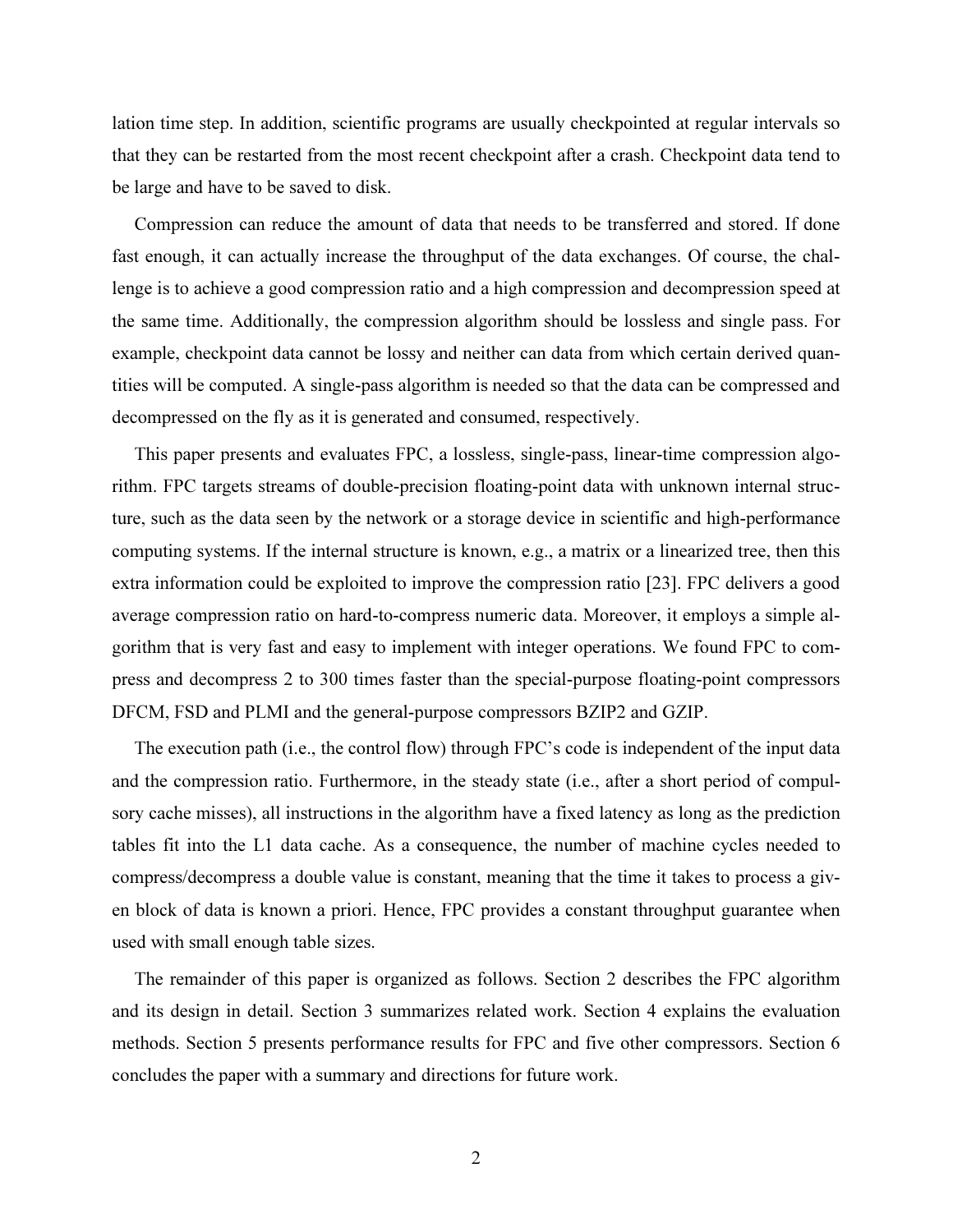lation time step. In addition, scientific programs are usually checkpointed at regular intervals so that they can be restarted from the most recent checkpoint after a crash. Checkpoint data tend to be large and have to be saved to disk.

Compression can reduce the amount of data that needs to be transferred and stored. If done fast enough, it can actually increase the throughput of the data exchanges. Of course, the challenge is to achieve a good compression ratio and a high compression and decompression speed at the same time. Additionally, the compression algorithm should be lossless and single pass. For example, checkpoint data cannot be lossy and neither can data from which certain derived quantities will be computed. A single-pass algorithm is needed so that the data can be compressed and decompressed on the fly as it is generated and consumed, respectively.

This paper presents and evaluates FPC, a lossless, single-pass, linear-time compression algorithm. FPC targets streams of double-precision floating-point data with unknown internal structure, such as the data seen by the network or a storage device in scientific and high-performance computing systems. If the internal structure is known, e.g., a matrix or a linearized tree, then this extra information could be exploited to improve the compression ratio [23]. FPC delivers a good average compression ratio on hard-to-compress numeric data. Moreover, it employs a simple algorithm that is very fast and easy to implement with integer operations. We found FPC to compress and decompress 2 to 300 times faster than the special-purpose floating-point compressors DFCM, FSD and PLMI and the general-purpose compressors BZIP2 and GZIP.

The execution path (i.e., the control flow) through FPC's code is independent of the input data and the compression ratio. Furthermore, in the steady state (i.e., after a short period of compulsory cache misses), all instructions in the algorithm have a fixed latency as long as the prediction tables fit into the L1 data cache. As a consequence, the number of machine cycles needed to compress/decompress a double value is constant, meaning that the time it takes to process a given block of data is known a priori. Hence, FPC provides a constant throughput guarantee when used with small enough table sizes.

The remainder of this paper is organized as follows. Section 2 describes the FPC algorithm and its design in detail. Section 3 summarizes related work. Section 4 explains the evaluation methods. Section 5 presents performance results for FPC and five other compressors. Section 6 concludes the paper with a summary and directions for future work.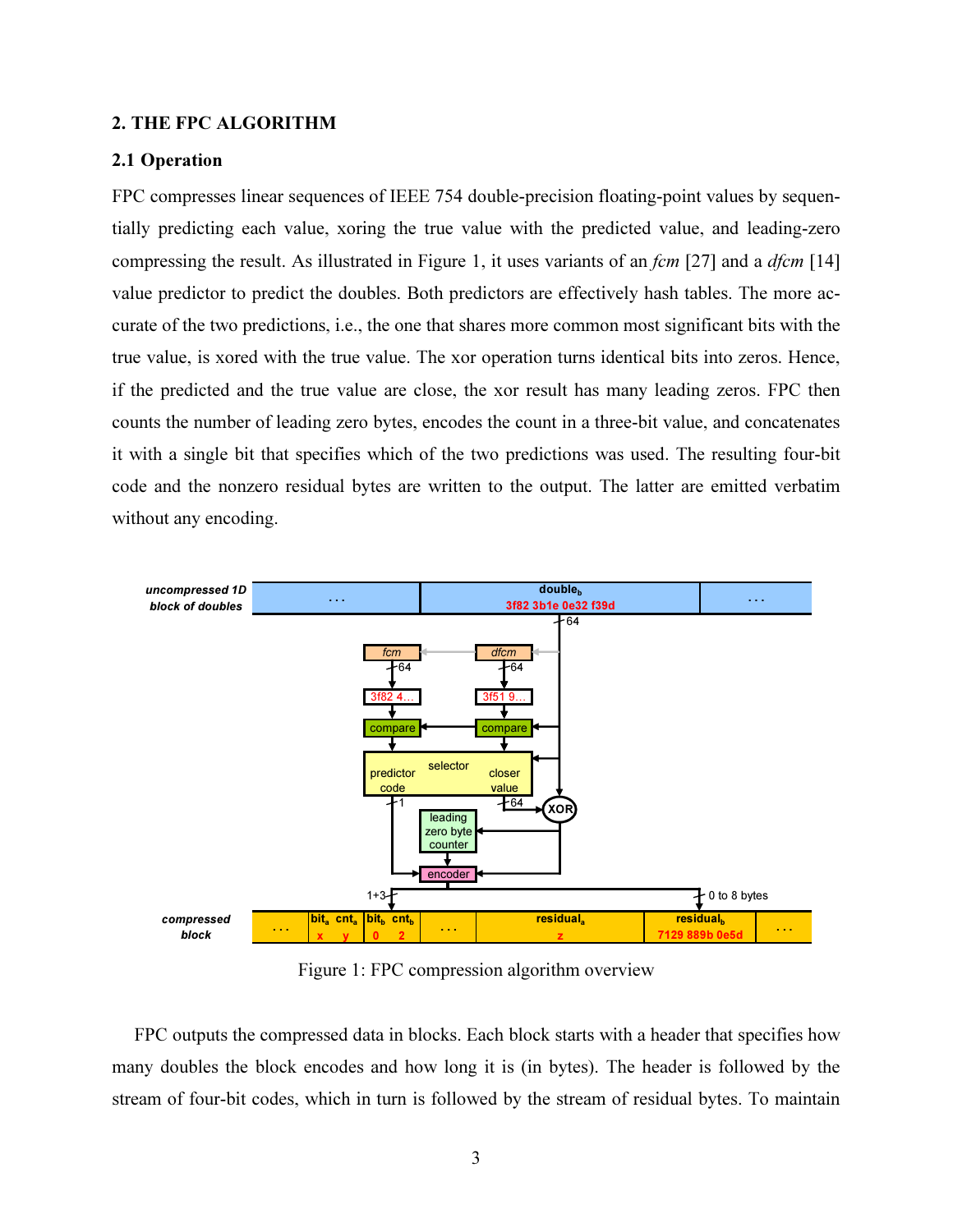## 2. THE FPC ALGORITHM

### 2.1 Operation

FPC compresses linear sequences of IEEE 754 double-precision floating-point values by sequentially predicting each value, xoring the true value with the predicted value, and leading-zero compressing the result. As illustrated in Figure 1, it uses variants of an *fcm* [27] and a *dfcm* [14] value predictor to predict the doubles. Both predictors are effectively hash tables. The more accurate of the two predictions, i.e., the one that shares more common most significant bits with the true value, is xored with the true value. The xor operation turns identical bits into zeros. Hence, if the predicted and the true value are close, the xor result has many leading zeros. FPC then counts the number of leading zero bytes, encodes the count in a three-bit value, and concatenates it with a single bit that specifies which of the two predictions was used. The resulting four-bit code and the nonzero residual bytes are written to the output. The latter are emitted verbatim without any encoding.

Figure 1: FPC compression algorithm overview

FPC outputs the compressed data in blocks. Each block starts with a header that specifies how many doubles the block encodes and how long it is (in bytes). The header is followed by the stream of four-bit codes, which in turn is followed by the stream of residual bytes. To maintain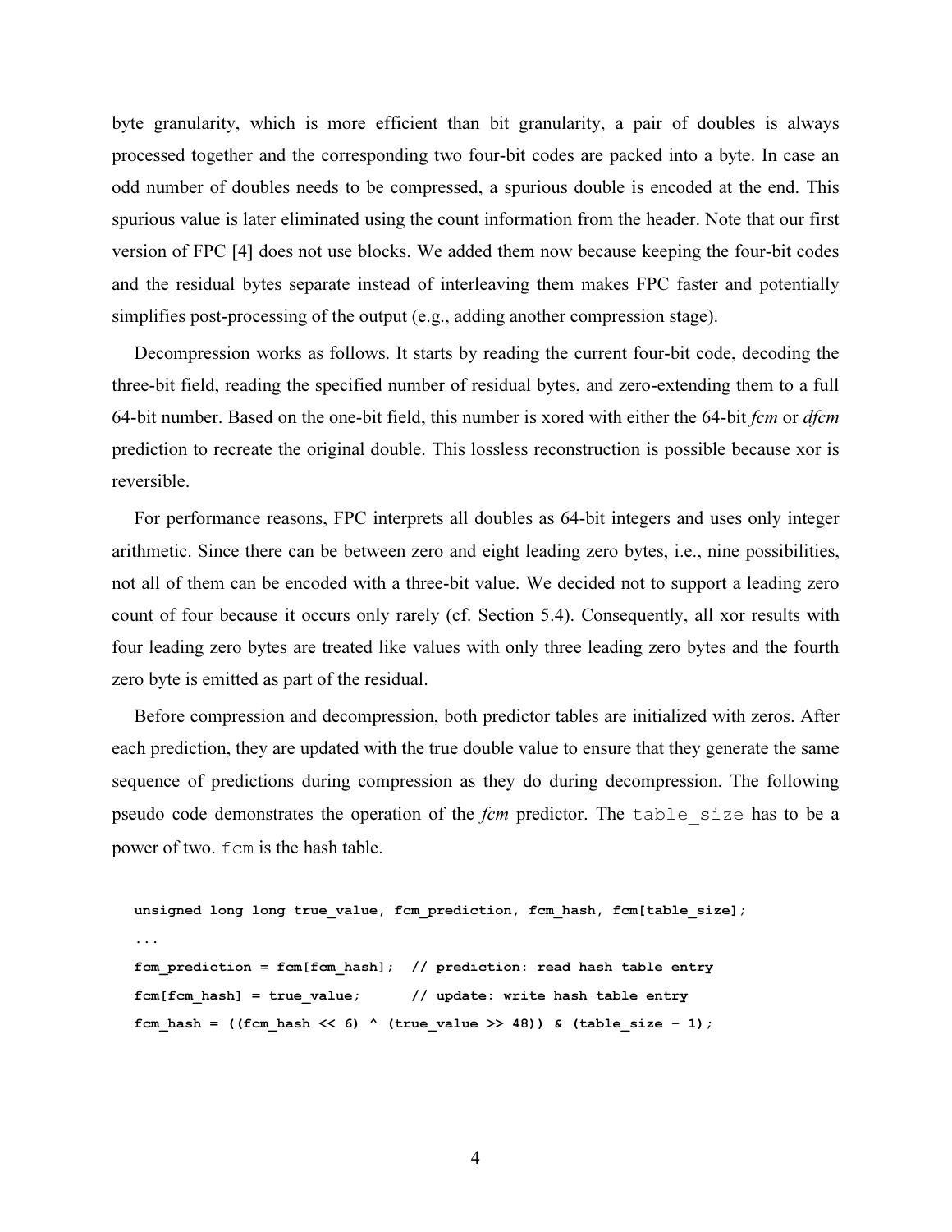byte granularity, which is more efficient than bit granularity, a pair of doubles is always processed together and the corresponding two four-bit codes are packed into a byte. In case an odd number of doubles needs to be compressed, a spurious double is encoded at the end. This spurious value is later eliminated using the count information from the header. Note that our first version of FPC [4] does not use blocks. We added them now because keeping the four-bit codes and the residual bytes separate instead of interleaving them makes FPC faster and potentially simplifies post-processing of the output (e.g., adding another compression stage).

Decompression works as follows. It starts by reading the current four-bit code, decoding the three-bit field, reading the specified number of residual bytes, and zero-extending them to a full 64-bit number. Based on the one-bit field, this number is xored with either the 64-bit *fcm* or *dfcm* prediction to recreate the original double. This lossless reconstruction is possible because xor is reversible.

For performance reasons, FPC interprets all doubles as 64-bit integers and uses only integer arithmetic. Since there can be between zero and eight leading zero bytes, i.e., nine possibilities, not all of them can be encoded with a three-bit value. We decided not to support a leading zero count of four because it occurs only rarely (cf. Section 5.4). Consequently, all xor results with four leading zero bytes are treated like values with only three leading zero bytes and the fourth zero byte is emitted as part of the residual.

Before compression and decompression, both predictor tables are initialized with zeros. After each prediction, they are updated with the true double value to ensure that they generate the same sequence of predictions during compression as they do during decompression. The following pseudo code demonstrates the operation of the *fcm* predictor. The `table_size` has to be a power of two. `fcm` is the hash table.

```
unsigned long long true_value, fcm_prediction, fcm_hash, fcm[table_size];
...
fcm_prediction = fcm[fcm_hash];  // prediction: read hash table entry
fcm[fcm_hash] = true_value;      // update: write hash table entry
fcm_hash = ((fcm_hash << 6) ^ (true_value >> 48)) & (table_size - 1);
```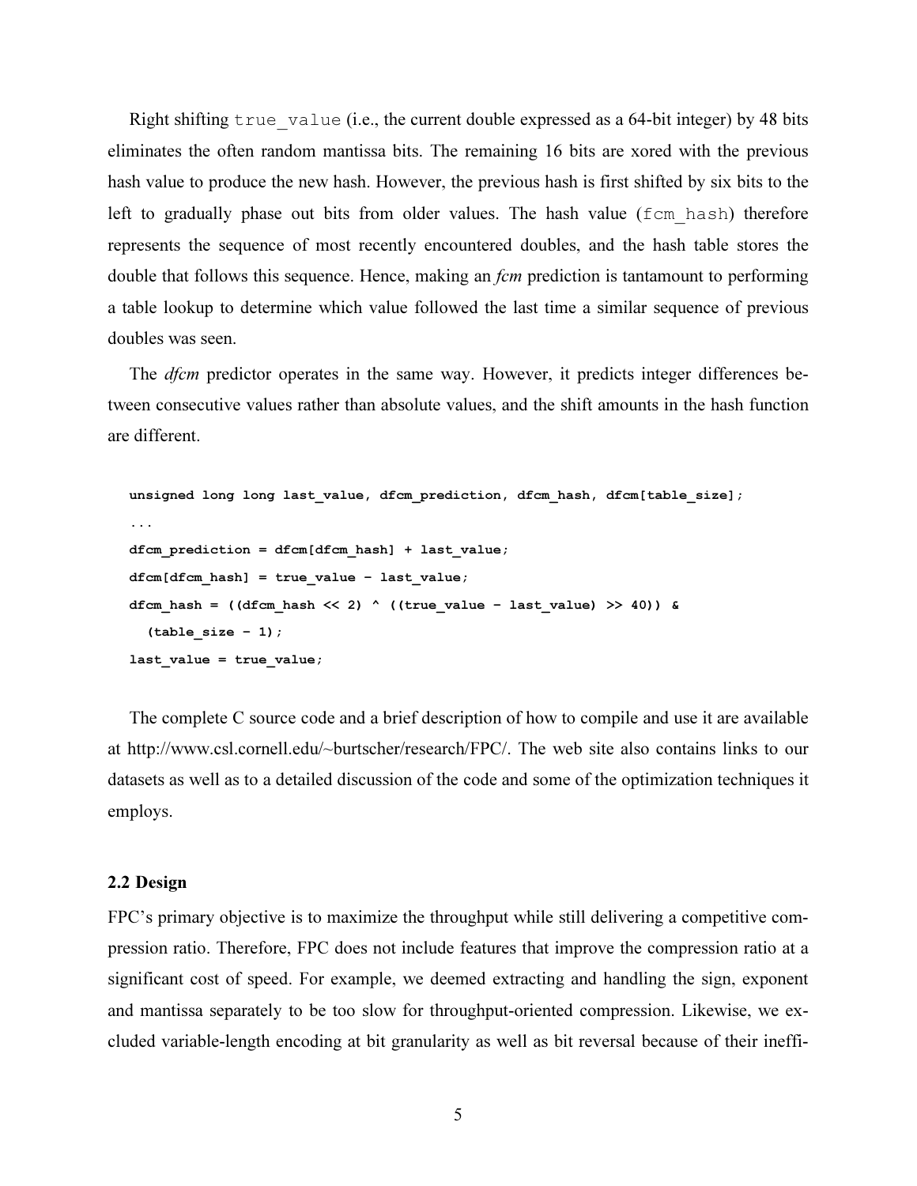Right shifting `true_value` (i.e., the current double expressed as a 64-bit integer) by 48 bits eliminates the often random mantissa bits. The remaining 16 bits are xored with the previous hash value to produce the new hash. However, the previous hash is first shifted by six bits to the left to gradually phase out bits from older values. The hash value (`fcm_hash`) therefore represents the sequence of most recently encountered doubles, and the hash table stores the double that follows this sequence. Hence, making an *fcm* prediction is tantamount to performing a table lookup to determine which value followed the last time a similar sequence of previous doubles was seen.

The *dfcm* predictor operates in the same way. However, it predicts integer differences between consecutive values rather than absolute values, and the shift amounts in the hash function are different.

```
unsigned long long last_value, dfcm_prediction, dfcm_hash, dfcm[table_size];
...
dfcm_prediction = dfcm[dfcm_hash] + last_value;
dfcm[dfcm_hash] = true_value - last_value;
dfcm_hash = ((dfcm_hash << 2) ^ ((true_value - last_value) >> 40)) &
  (table_size - 1);
last_value = true_value;
```

The complete C source code and a brief description of how to compile and use it are available at http://www.csl.cornell.edu/~burtscher/research/FPC/. The web site also contains links to our datasets as well as to a detailed discussion of the code and some of the optimization techniques it employs.

### 2.2 Design

FPC's primary objective is to maximize the throughput while still delivering a competitive compression ratio. Therefore, FPC does not include features that improve the compression ratio at a significant cost of speed. For example, we deemed extracting and handling the sign, exponent and mantissa separately to be too slow for throughput-oriented compression. Likewise, we excluded variable-length encoding at bit granularity as well as bit reversal because of their ineffi-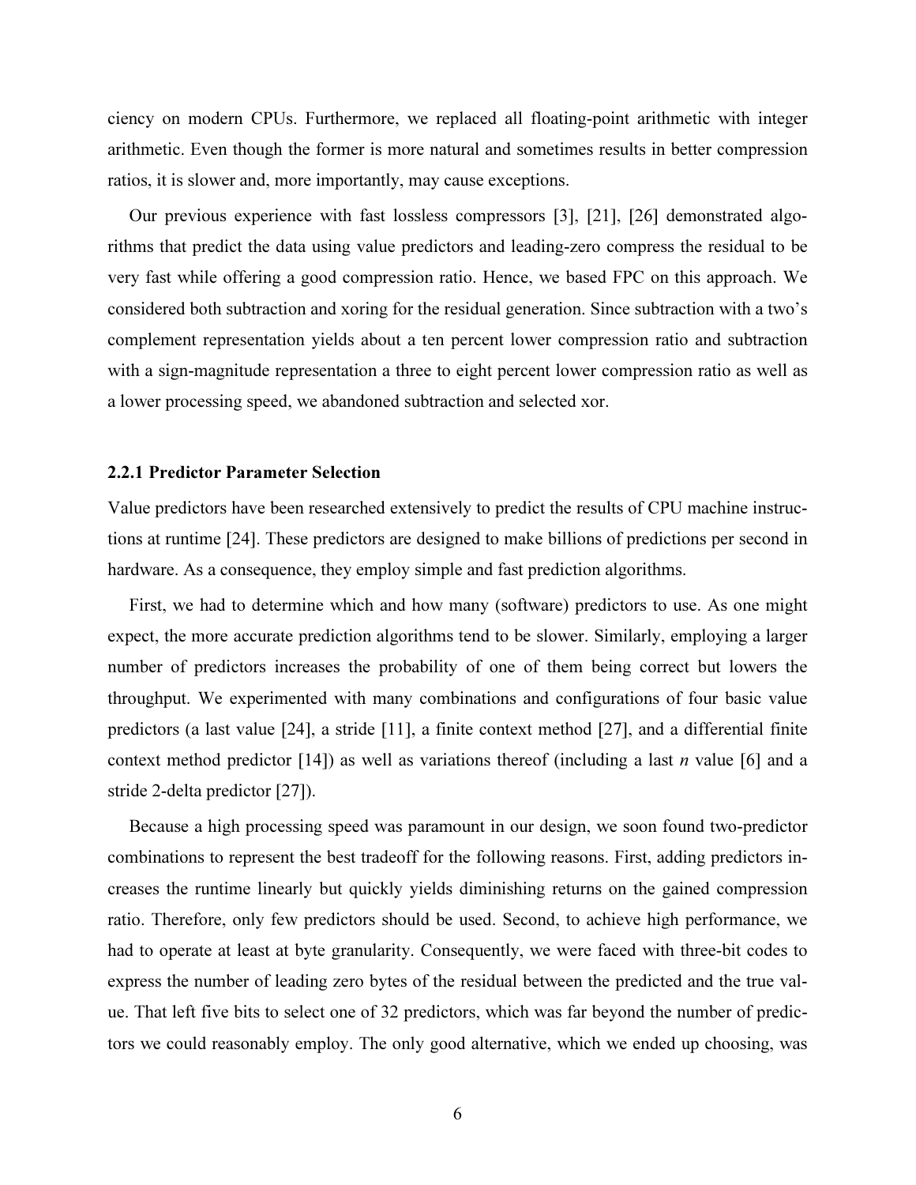ciency on modern CPUs. Furthermore, we replaced all floating-point arithmetic with integer arithmetic. Even though the former is more natural and sometimes results in better compression ratios, it is slower and, more importantly, may cause exceptions.

Our previous experience with fast lossless compressors [3], [21], [26] demonstrated algorithms that predict the data using value predictors and leading-zero compress the residual to be very fast while offering a good compression ratio. Hence, we based FPC on this approach. We considered both subtraction and xoring for the residual generation. Since subtraction with a two's complement representation yields about a ten percent lower compression ratio and subtraction with a sign-magnitude representation a three to eight percent lower compression ratio as well as a lower processing speed, we abandoned subtraction and selected xor.

### 2.2.1 Predictor Parameter Selection

Value predictors have been researched extensively to predict the results of CPU machine instructions at runtime [24]. These predictors are designed to make billions of predictions per second in hardware. As a consequence, they employ simple and fast prediction algorithms.

First, we had to determine which and how many (software) predictors to use. As one might expect, the more accurate prediction algorithms tend to be slower. Similarly, employing a larger number of predictors increases the probability of one of them being correct but lowers the throughput. We experimented with many combinations and configurations of four basic value predictors (a last value [24], a stride [11], a finite context method [27], and a differential finite context method predictor [14]) as well as variations thereof (including a last *n* value [6] and a stride 2-delta predictor [27]).

Because a high processing speed was paramount in our design, we soon found two-predictor combinations to represent the best tradeoff for the following reasons. First, adding predictors increases the runtime linearly but quickly yields diminishing returns on the gained compression ratio. Therefore, only few predictors should be used. Second, to achieve high performance, we had to operate at least at byte granularity. Consequently, we were faced with three-bit codes to express the number of leading zero bytes of the residual between the predicted and the true value. That left five bits to select one of 32 predictors, which was far beyond the number of predictors we could reasonably employ. The only good alternative, which we ended up choosing, was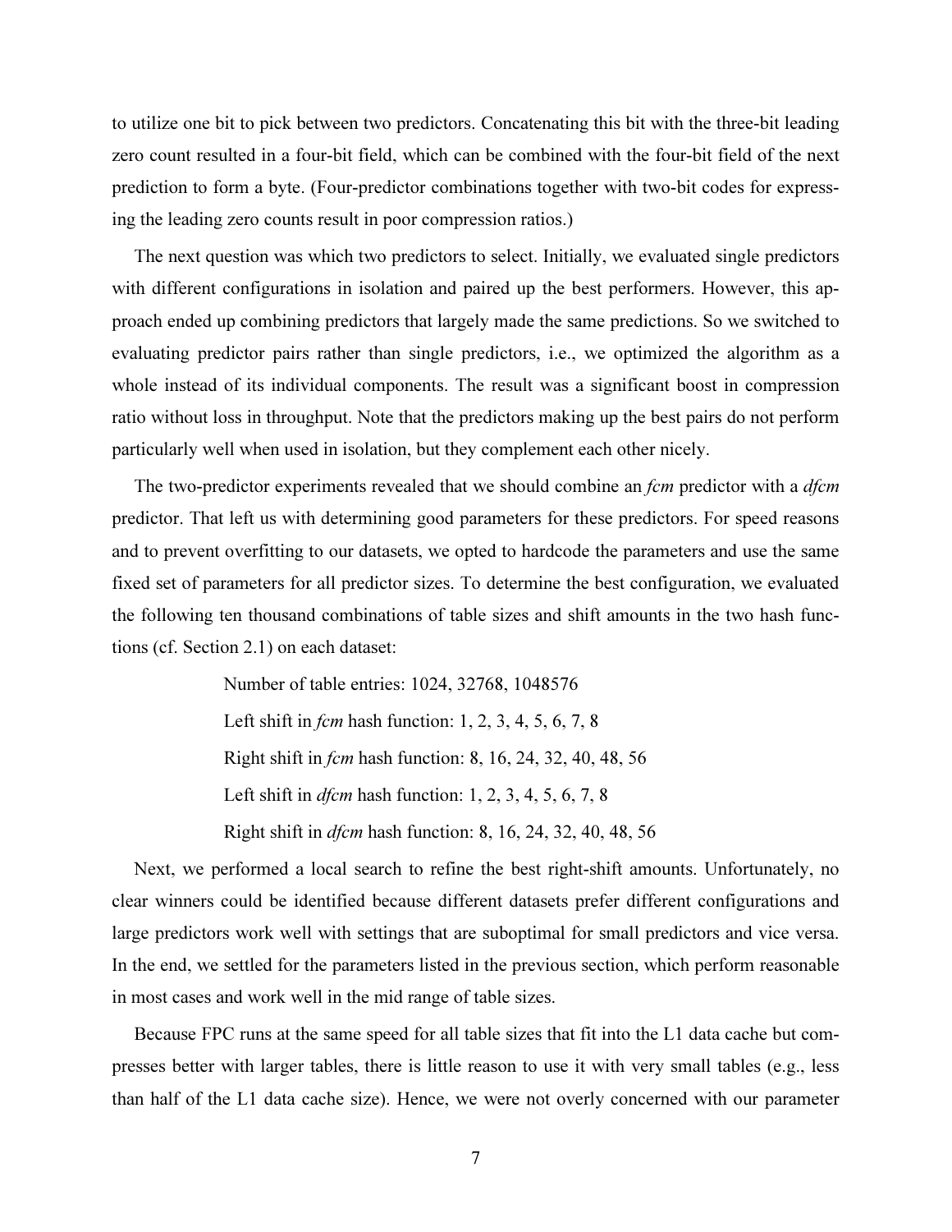to utilize one bit to pick between two predictors. Concatenating this bit with the three-bit leading zero count resulted in a four-bit field, which can be combined with the four-bit field of the next prediction to form a byte. (Four-predictor combinations together with two-bit codes for expressing the leading zero counts result in poor compression ratios.)

The next question was which two predictors to select. Initially, we evaluated single predictors with different configurations in isolation and paired up the best performers. However, this approach ended up combining predictors that largely made the same predictions. So we switched to evaluating predictor pairs rather than single predictors, i.e., we optimized the algorithm as a whole instead of its individual components. The result was a significant boost in compression ratio without loss in throughput. Note that the predictors making up the best pairs do not perform particularly well when used in isolation, but they complement each other nicely.

The two-predictor experiments revealed that we should combine an *fcm* predictor with a *dfcm* predictor. That left us with determining good parameters for these predictors. For speed reasons and to prevent overfitting to our datasets, we opted to hardcode the parameters and use the same fixed set of parameters for all predictor sizes. To determine the best configuration, we evaluated the following ten thousand combinations of table sizes and shift amounts in the two hash functions (cf. Section 2.1) on each dataset:

> Number of table entries: 1024, 32768, 1048576
>
> Left shift in *fcm* hash function: 1, 2, 3, 4, 5, 6, 7, 8
>
> Right shift in *fcm* hash function: 8, 16, 24, 32, 40, 48, 56
>
> Left shift in *dfcm* hash function: 1, 2, 3, 4, 5, 6, 7, 8
>
> Right shift in *dfcm* hash function: 8, 16, 24, 32, 40, 48, 56

Next, we performed a local search to refine the best right-shift amounts. Unfortunately, no clear winners could be identified because different datasets prefer different configurations and large predictors work well with settings that are suboptimal for small predictors and vice versa. In the end, we settled for the parameters listed in the previous section, which perform reasonable in most cases and work well in the mid range of table sizes.

Because FPC runs at the same speed for all table sizes that fit into the L1 data cache but compresses better with larger tables, there is little reason to use it with very small tables (e.g., less than half of the L1 data cache size). Hence, we were not overly concerned with our parameter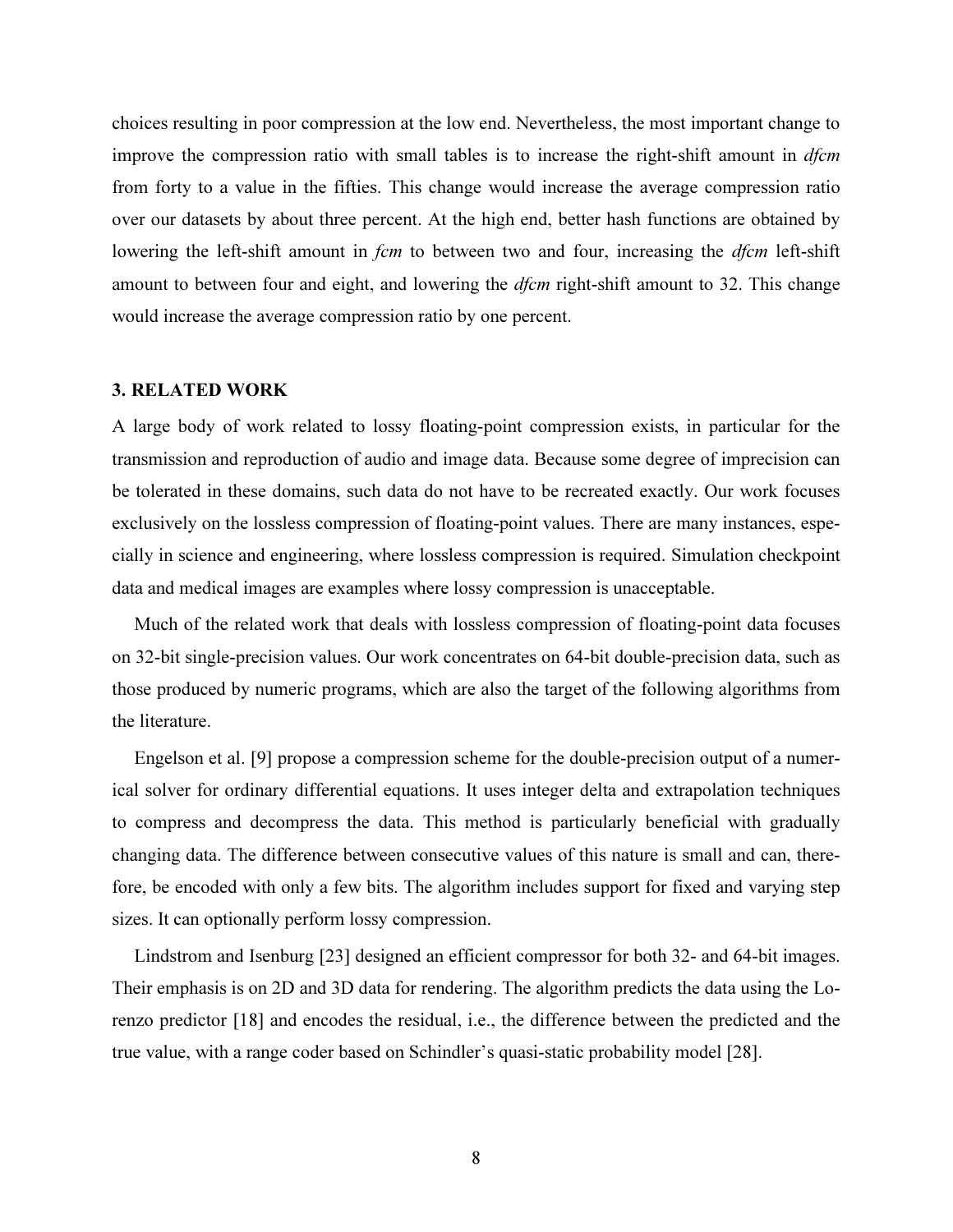choices resulting in poor compression at the low end. Nevertheless, the most important change to improve the compression ratio with small tables is to increase the right-shift amount in *dfcm* from forty to a value in the fifties. This change would increase the average compression ratio over our datasets by about three percent. At the high end, better hash functions are obtained by lowering the left-shift amount in *fcm* to between two and four, increasing the *dfcm* left-shift amount to between four and eight, and lowering the *dfcm* right-shift amount to 32. This change would increase the average compression ratio by one percent.

## 3. RELATED WORK

A large body of work related to lossy floating-point compression exists, in particular for the transmission and reproduction of audio and image data. Because some degree of imprecision can be tolerated in these domains, such data do not have to be recreated exactly. Our work focuses exclusively on the lossless compression of floating-point values. There are many instances, especially in science and engineering, where lossless compression is required. Simulation checkpoint data and medical images are examples where lossy compression is unacceptable.

Much of the related work that deals with lossless compression of floating-point data focuses on 32-bit single-precision values. Our work concentrates on 64-bit double-precision data, such as those produced by numeric programs, which are also the target of the following algorithms from the literature.

Engelson et al. [9] propose a compression scheme for the double-precision output of a numerical solver for ordinary differential equations. It uses integer delta and extrapolation techniques to compress and decompress the data. This method is particularly beneficial with gradually changing data. The difference between consecutive values of this nature is small and can, therefore, be encoded with only a few bits. The algorithm includes support for fixed and varying step sizes. It can optionally perform lossy compression.

Lindstrom and Isenburg [23] designed an efficient compressor for both 32- and 64-bit images. Their emphasis is on 2D and 3D data for rendering. The algorithm predicts the data using the Lorenzo predictor [18] and encodes the residual, i.e., the difference between the predicted and the true value, with a range coder based on Schindler's quasi-static probability model [28].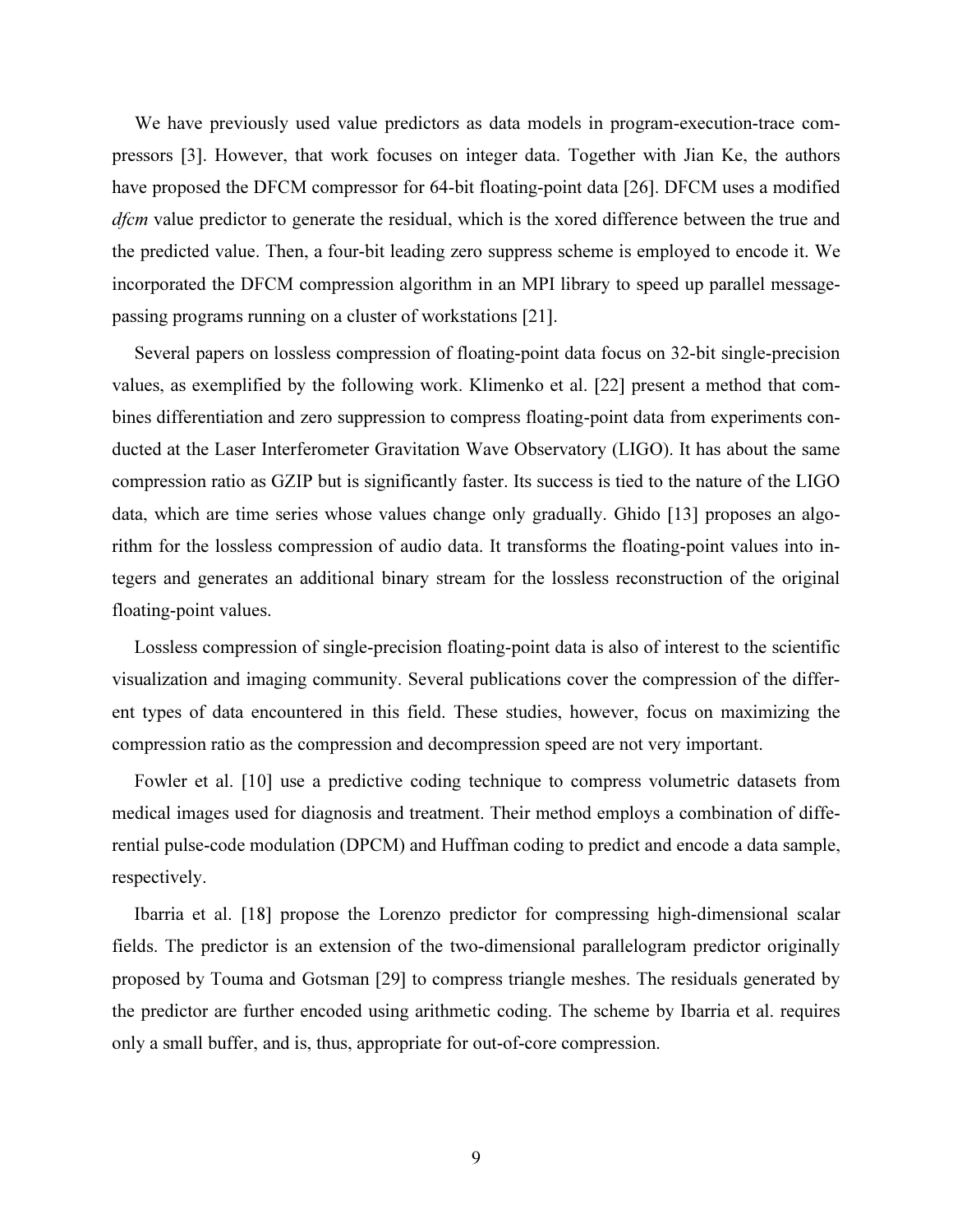We have previously used value predictors as data models in program-execution-trace compressors [3]. However, that work focuses on integer data. Together with Jian Ke, the authors have proposed the DFCM compressor for 64-bit floating-point data [26]. DFCM uses a modified *dfcm* value predictor to generate the residual, which is the xored difference between the true and the predicted value. Then, a four-bit leading zero suppress scheme is employed to encode it. We incorporated the DFCM compression algorithm in an MPI library to speed up parallel message-passing programs running on a cluster of workstations [21].

Several papers on lossless compression of floating-point data focus on 32-bit single-precision values, as exemplified by the following work. Klimenko et al. [22] present a method that combines differentiation and zero suppression to compress floating-point data from experiments conducted at the Laser Interferometer Gravitation Wave Observatory (LIGO). It has about the same compression ratio as GZIP but is significantly faster. Its success is tied to the nature of the LIGO data, which are time series whose values change only gradually. Ghido [13] proposes an algorithm for the lossless compression of audio data. It transforms the floating-point values into integers and generates an additional binary stream for the lossless reconstruction of the original floating-point values.

Lossless compression of single-precision floating-point data is also of interest to the scientific visualization and imaging community. Several publications cover the compression of the different types of data encountered in this field. These studies, however, focus on maximizing the compression ratio as the compression and decompression speed are not very important.

Fowler et al. [10] use a predictive coding technique to compress volumetric datasets from medical images used for diagnosis and treatment. Their method employs a combination of differential pulse-code modulation (DPCM) and Huffman coding to predict and encode a data sample, respectively.

Ibarria et al. [18] propose the Lorenzo predictor for compressing high-dimensional scalar fields. The predictor is an extension of the two-dimensional parallelogram predictor originally proposed by Touma and Gotsman [29] to compress triangle meshes. The residuals generated by the predictor are further encoded using arithmetic coding. The scheme by Ibarria et al. requires only a small buffer, and is, thus, appropriate for out-of-core compression.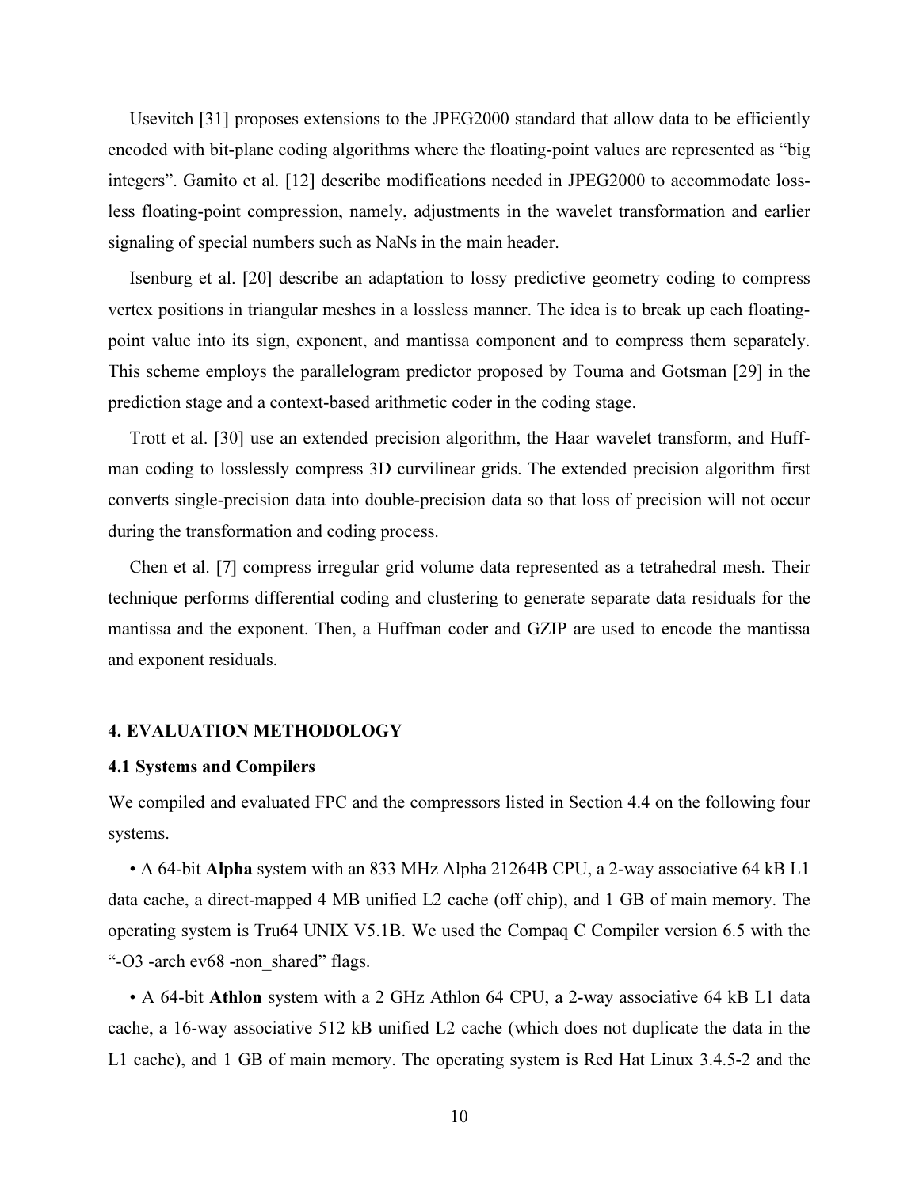Usevitch [31] proposes extensions to the JPEG2000 standard that allow data to be efficiently encoded with bit-plane coding algorithms where the floating-point values are represented as "big integers". Gamito et al. [12] describe modifications needed in JPEG2000 to accommodate lossless floating-point compression, namely, adjustments in the wavelet transformation and earlier signaling of special numbers such as NaNs in the main header.

Isenburg et al. [20] describe an adaptation to lossy predictive geometry coding to compress vertex positions in triangular meshes in a lossless manner. The idea is to break up each floating-point value into its sign, exponent, and mantissa component and to compress them separately. This scheme employs the parallelogram predictor proposed by Touma and Gotsman [29] in the prediction stage and a context-based arithmetic coder in the coding stage.

Trott et al. [30] use an extended precision algorithm, the Haar wavelet transform, and Huffman coding to losslessly compress 3D curvilinear grids. The extended precision algorithm first converts single-precision data into double-precision data so that loss of precision will not occur during the transformation and coding process.

Chen et al. [7] compress irregular grid volume data represented as a tetrahedral mesh. Their technique performs differential coding and clustering to generate separate data residuals for the mantissa and the exponent. Then, a Huffman coder and GZIP are used to encode the mantissa and exponent residuals.

## 4. EVALUATION METHODOLOGY

### 4.1 Systems and Compilers

We compiled and evaluated FPC and the compressors listed in Section 4.4 on the following four systems.

• A 64-bit **Alpha** system with an 833 MHz Alpha 21264B CPU, a 2-way associative 64 kB L1 data cache, a direct-mapped 4 MB unified L2 cache (off chip), and 1 GB of main memory. The operating system is Tru64 UNIX V5.1B. We used the Compaq C Compiler version 6.5 with the "-O3 -arch ev68 -non_shared" flags.

• A 64-bit **Athlon** system with a 2 GHz Athlon 64 CPU, a 2-way associative 64 kB L1 data cache, a 16-way associative 512 kB unified L2 cache (which does not duplicate the data in the L1 cache), and 1 GB of main memory. The operating system is Red Hat Linux 3.4.5-2 and the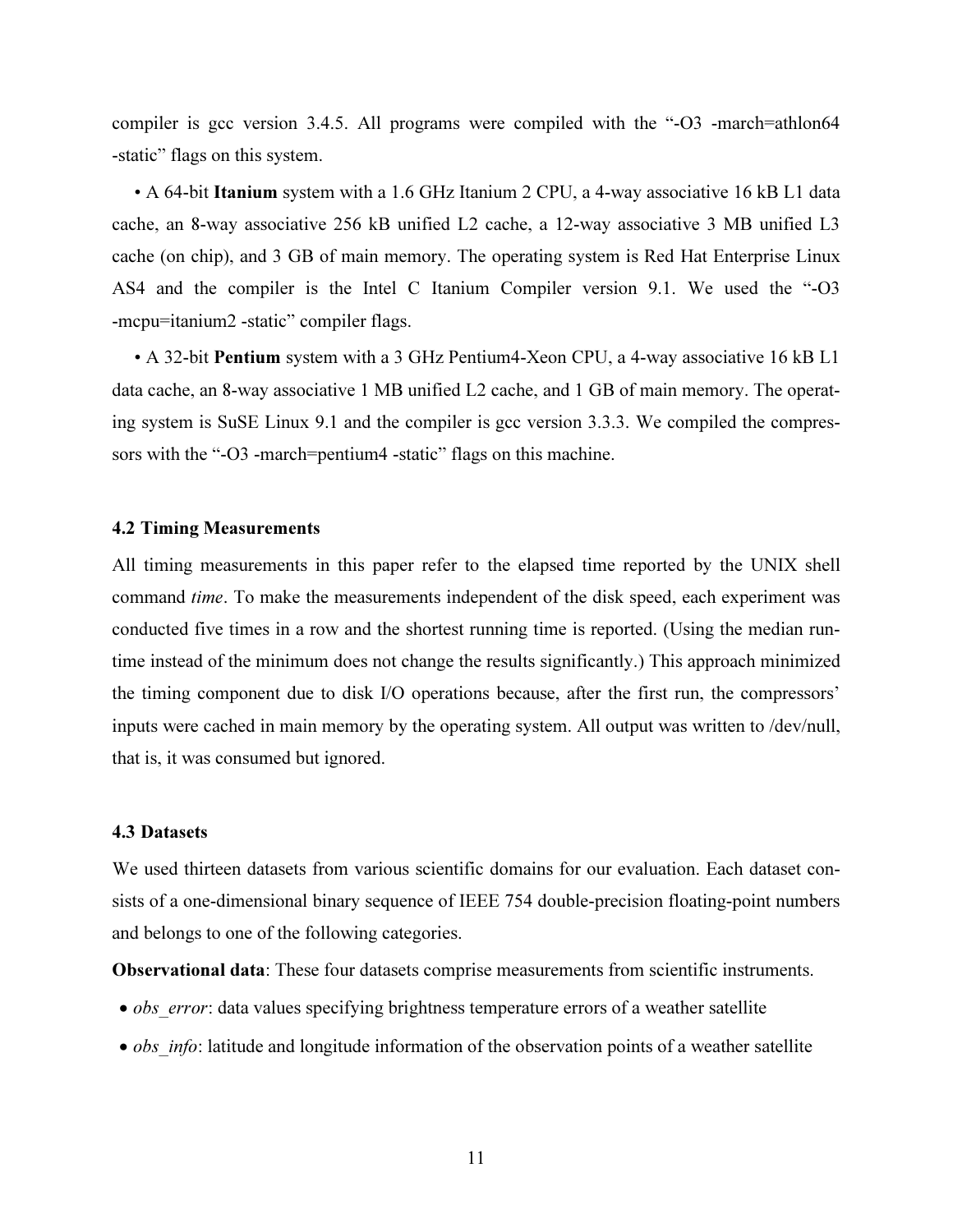compiler is gcc version 3.4.5. All programs were compiled with the "-O3 -march=athlon64 -static" flags on this system.

- A 64-bit **Itanium** system with a 1.6 GHz Itanium 2 CPU, a 4-way associative 16 kB L1 data cache, an 8-way associative 256 kB unified L2 cache, a 12-way associative 3 MB unified L3 cache (on chip), and 3 GB of main memory. The operating system is Red Hat Enterprise Linux AS4 and the compiler is the Intel C Itanium Compiler version 9.1. We used the "-O3 -mcpu=itanium2 -static" compiler flags.

- A 32-bit **Pentium** system with a 3 GHz Pentium4-Xeon CPU, a 4-way associative 16 kB L1 data cache, an 8-way associative 1 MB unified L2 cache, and 1 GB of main memory. The operating system is SuSE Linux 9.1 and the compiler is gcc version 3.3.3. We compiled the compressors with the "-O3 -march=pentium4 -static" flags on this machine.

### 4.2 Timing Measurements

All timing measurements in this paper refer to the elapsed time reported by the UNIX shell command *time*. To make the measurements independent of the disk speed, each experiment was conducted five times in a row and the shortest running time is reported. (Using the median runtime instead of the minimum does not change the results significantly.) This approach minimized the timing component due to disk I/O operations because, after the first run, the compressors' inputs were cached in main memory by the operating system. All output was written to /dev/null, that is, it was consumed but ignored.

### 4.3 Datasets

We used thirteen datasets from various scientific domains for our evaluation. Each dataset consists of a one-dimensional binary sequence of IEEE 754 double-precision floating-point numbers and belongs to one of the following categories.

**Observational data**: These four datasets comprise measurements from scientific instruments.

- *obs_error*: data values specifying brightness temperature errors of a weather satellite
- *obs_info*: latitude and longitude information of the observation points of a weather satellite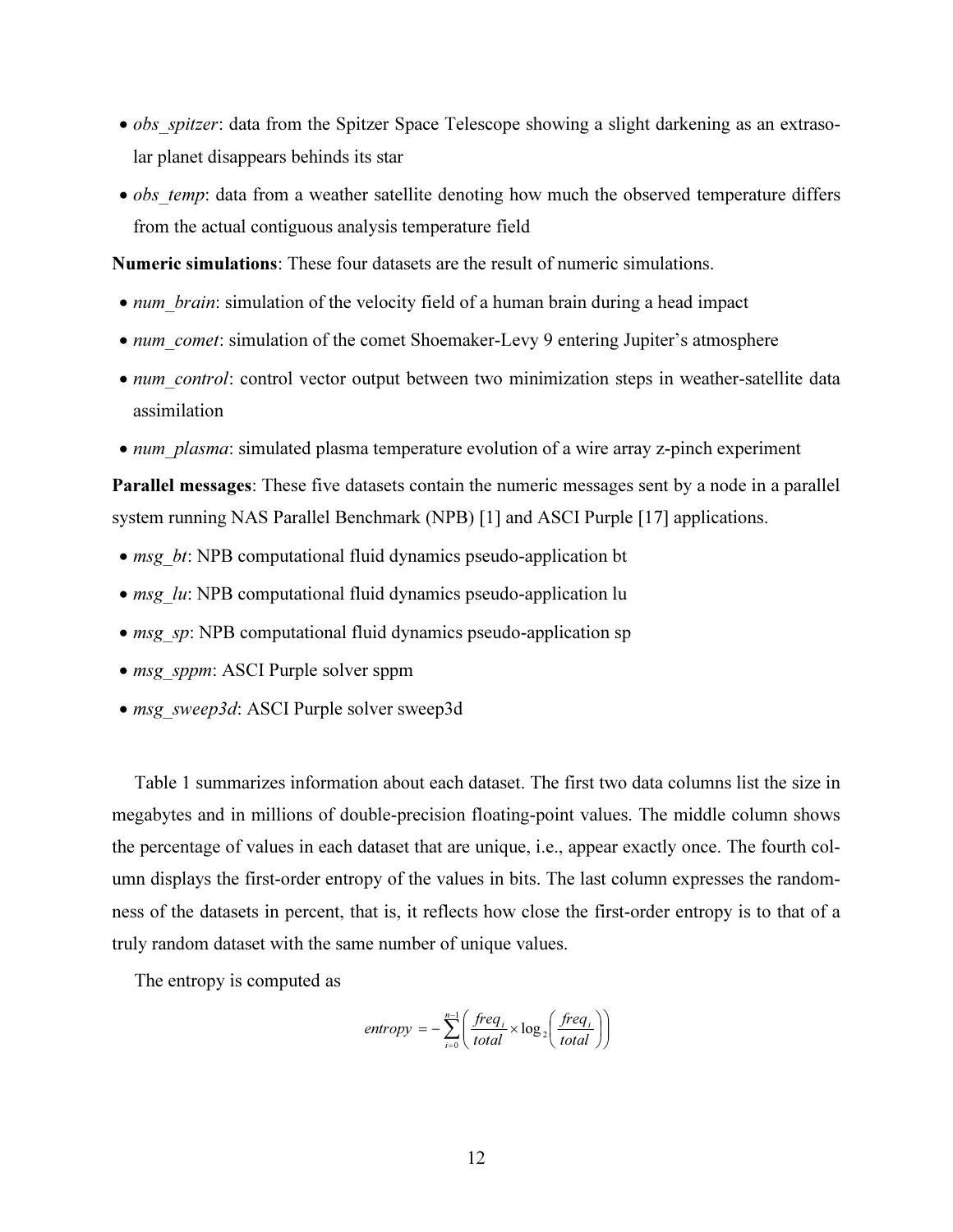- *obs_spitzer*: data from the Spitzer Space Telescope showing a slight darkening as an extrasolar planet disappears behinds its star
- *obs_temp*: data from a weather satellite denoting how much the observed temperature differs from the actual contiguous analysis temperature field

**Numeric simulations**: These four datasets are the result of numeric simulations.

- *num_brain*: simulation of the velocity field of a human brain during a head impact
- *num_comet*: simulation of the comet Shoemaker-Levy 9 entering Jupiter's atmosphere
- *num_control*: control vector output between two minimization steps in weather-satellite data assimilation
- *num_plasma*: simulated plasma temperature evolution of a wire array z-pinch experiment

**Parallel messages**: These five datasets contain the numeric messages sent by a node in a parallel system running NAS Parallel Benchmark (NPB) [1] and ASCI Purple [17] applications.

- *msg_bt*: NPB computational fluid dynamics pseudo-application bt
- *msg_lu*: NPB computational fluid dynamics pseudo-application lu
- *msg_sp*: NPB computational fluid dynamics pseudo-application sp
- *msg_sppm*: ASCI Purple solver sppm
- *msg_sweep3d*: ASCI Purple solver sweep3d

Table 1 summarizes information about each dataset. The first two data columns list the size in megabytes and in millions of double-precision floating-point values. The middle column shows the percentage of values in each dataset that are unique, i.e., appear exactly once. The fourth column displays the first-order entropy of the values in bits. The last column expresses the randomness of the datasets in percent, that is, it reflects how close the first-order entropy is to that of a truly random dataset with the same number of unique values.

The entropy is computed as

$$entropy = -\sum_{i=0}^{n-1} \left( \frac{freq_i}{total} \times \log_2 \left( \frac{freq_i}{total} \right) \right)$$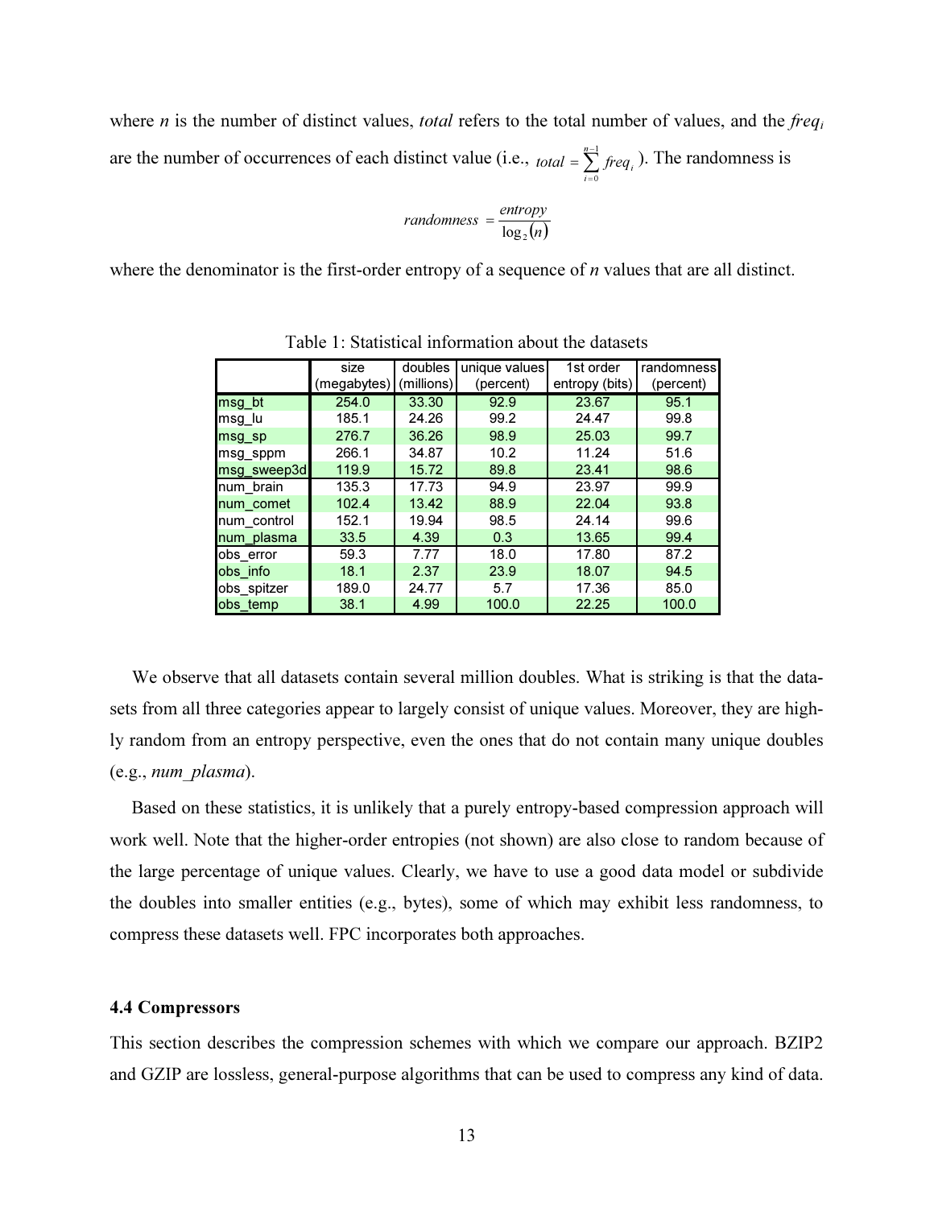where $n$ is the number of distinct values, *total* refers to the total number of values, and the $freq_i$ are the number of occurrences of each distinct value (i.e., $total = \sum_{i=0}^{n-1} freq_i$ ). The randomness is

$$randomness = \frac{entropy}{\log_2(n)}$$

where the denominator is the first-order entropy of a sequence of $n$ values that are all distinct.

Table 1: Statistical information about the datasets

| | size (megabytes) | doubles (millions) | unique values (percent) | 1st order entropy (bits) | randomness (percent) |
|---|---|---|---|---|---|
| msg_bt | 254.0 | 33.30 | 92.9 | 23.67 | 95.1 |
| msg_lu | 185.1 | 24.26 | 99.2 | 24.47 | 99.8 |
| msg_sp | 276.7 | 36.26 | 98.9 | 25.03 | 99.7 |
| msg_sppm | 266.1 | 34.87 | 10.2 | 11.24 | 51.6 |
| msg_sweep3d | 119.9 | 15.72 | 89.8 | 23.41 | 98.6 |
| num_brain | 135.3 | 17.73 | 94.9 | 23.97 | 99.9 |
| num_comet | 102.4 | 13.42 | 88.9 | 22.04 | 93.8 |
| num_control | 152.1 | 19.94 | 98.5 | 24.14 | 99.6 |
| num_plasma | 33.5 | 4.39 | 0.3 | 13.65 | 99.4 |
| obs_error | 59.3 | 7.77 | 18.0 | 17.80 | 87.2 |
| obs_info | 18.1 | 2.37 | 23.9 | 18.07 | 94.5 |
| obs_spitzer | 189.0 | 24.77 | 5.7 | 17.36 | 85.0 |
| obs_temp | 38.1 | 4.99 | 100.0 | 22.25 | 100.0 |

We observe that all datasets contain several million doubles. What is striking is that the datasets from all three categories appear to largely consist of unique values. Moreover, they are highly random from an entropy perspective, even the ones that do not contain many unique doubles (e.g., *num_plasma*).

Based on these statistics, it is unlikely that a purely entropy-based compression approach will work well. Note that the higher-order entropies (not shown) are also close to random because of the large percentage of unique values. Clearly, we have to use a good data model or subdivide the doubles into smaller entities (e.g., bytes), some of which may exhibit less randomness, to compress these datasets well. FPC incorporates both approaches.

### 4.4 Compressors

This section describes the compression schemes with which we compare our approach. BZIP2 and GZIP are lossless, general-purpose algorithms that can be used to compress any kind of data.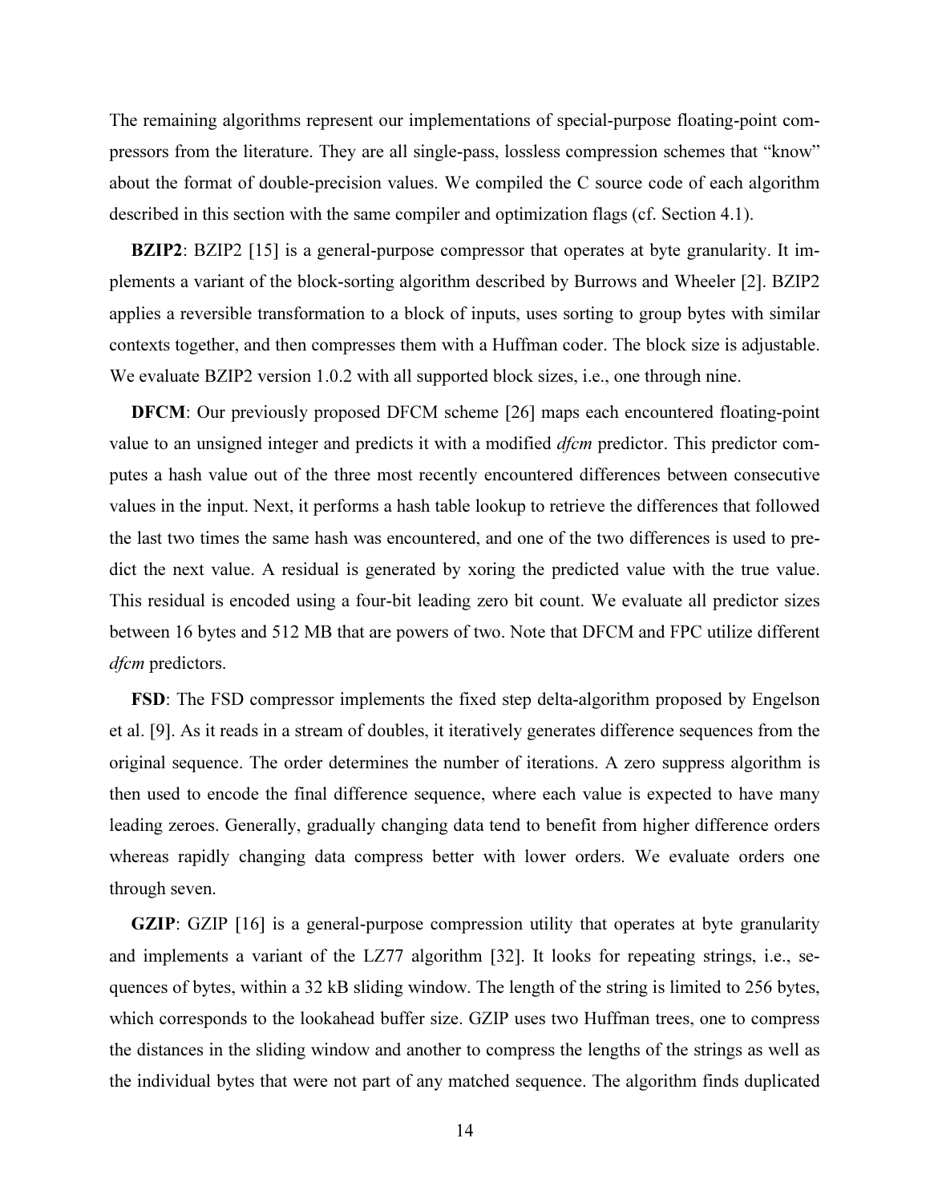The remaining algorithms represent our implementations of special-purpose floating-point compressors from the literature. They are all single-pass, lossless compression schemes that "know" about the format of double-precision values. We compiled the C source code of each algorithm described in this section with the same compiler and optimization flags (cf. Section 4.1).

**BZIP2**: BZIP2 [15] is a general-purpose compressor that operates at byte granularity. It implements a variant of the block-sorting algorithm described by Burrows and Wheeler [2]. BZIP2 applies a reversible transformation to a block of inputs, uses sorting to group bytes with similar contexts together, and then compresses them with a Huffman coder. The block size is adjustable. We evaluate BZIP2 version 1.0.2 with all supported block sizes, i.e., one through nine.

**DFCM**: Our previously proposed DFCM scheme [26] maps each encountered floating-point value to an unsigned integer and predicts it with a modified *dfcm* predictor. This predictor computes a hash value out of the three most recently encountered differences between consecutive values in the input. Next, it performs a hash table lookup to retrieve the differences that followed the last two times the same hash was encountered, and one of the two differences is used to predict the next value. A residual is generated by xoring the predicted value with the true value. This residual is encoded using a four-bit leading zero bit count. We evaluate all predictor sizes between 16 bytes and 512 MB that are powers of two. Note that DFCM and FPC utilize different *dfcm* predictors.

**FSD**: The FSD compressor implements the fixed step delta-algorithm proposed by Engelson et al. [9]. As it reads in a stream of doubles, it iteratively generates difference sequences from the original sequence. The order determines the number of iterations. A zero suppress algorithm is then used to encode the final difference sequence, where each value is expected to have many leading zeroes. Generally, gradually changing data tend to benefit from higher difference orders whereas rapidly changing data compress better with lower orders. We evaluate orders one through seven.

**GZIP**: GZIP [16] is a general-purpose compression utility that operates at byte granularity and implements a variant of the LZ77 algorithm [32]. It looks for repeating strings, i.e., sequences of bytes, within a 32 kB sliding window. The length of the string is limited to 256 bytes, which corresponds to the lookahead buffer size. GZIP uses two Huffman trees, one to compress the distances in the sliding window and another to compress the lengths of the strings as well as the individual bytes that were not part of any matched sequence. The algorithm finds duplicated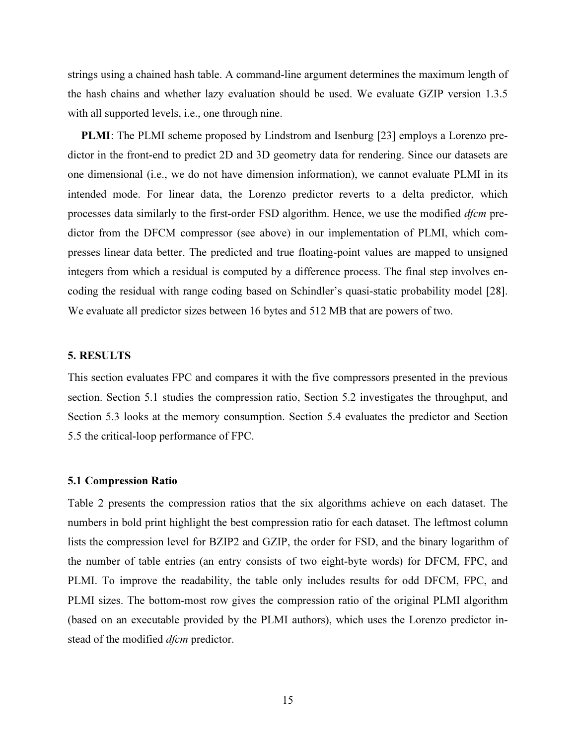strings using a chained hash table. A command-line argument determines the maximum length of the hash chains and whether lazy evaluation should be used. We evaluate GZIP version 1.3.5 with all supported levels, i.e., one through nine.

**PLMI**: The PLMI scheme proposed by Lindstrom and Isenburg [23] employs a Lorenzo predictor in the front-end to predict 2D and 3D geometry data for rendering. Since our datasets are one dimensional (i.e., we do not have dimension information), we cannot evaluate PLMI in its intended mode. For linear data, the Lorenzo predictor reverts to a delta predictor, which processes data similarly to the first-order FSD algorithm. Hence, we use the modified *dfcm* predictor from the DFCM compressor (see above) in our implementation of PLMI, which compresses linear data better. The predicted and true floating-point values are mapped to unsigned integers from which a residual is computed by a difference process. The final step involves encoding the residual with range coding based on Schindler's quasi-static probability model [28]. We evaluate all predictor sizes between 16 bytes and 512 MB that are powers of two.

## 5. RESULTS

This section evaluates FPC and compares it with the five compressors presented in the previous section. Section 5.1 studies the compression ratio, Section 5.2 investigates the throughput, and Section 5.3 looks at the memory consumption. Section 5.4 evaluates the predictor and Section 5.5 the critical-loop performance of FPC.

### 5.1 Compression Ratio

Table 2 presents the compression ratios that the six algorithms achieve on each dataset. The numbers in bold print highlight the best compression ratio for each dataset. The leftmost column lists the compression level for BZIP2 and GZIP, the order for FSD, and the binary logarithm of the number of table entries (an entry consists of two eight-byte words) for DFCM, FPC, and PLMI. To improve the readability, the table only includes results for odd DFCM, FPC, and PLMI sizes. The bottom-most row gives the compression ratio of the original PLMI algorithm (based on an executable provided by the PLMI authors), which uses the Lorenzo predictor instead of the modified *dfcm* predictor.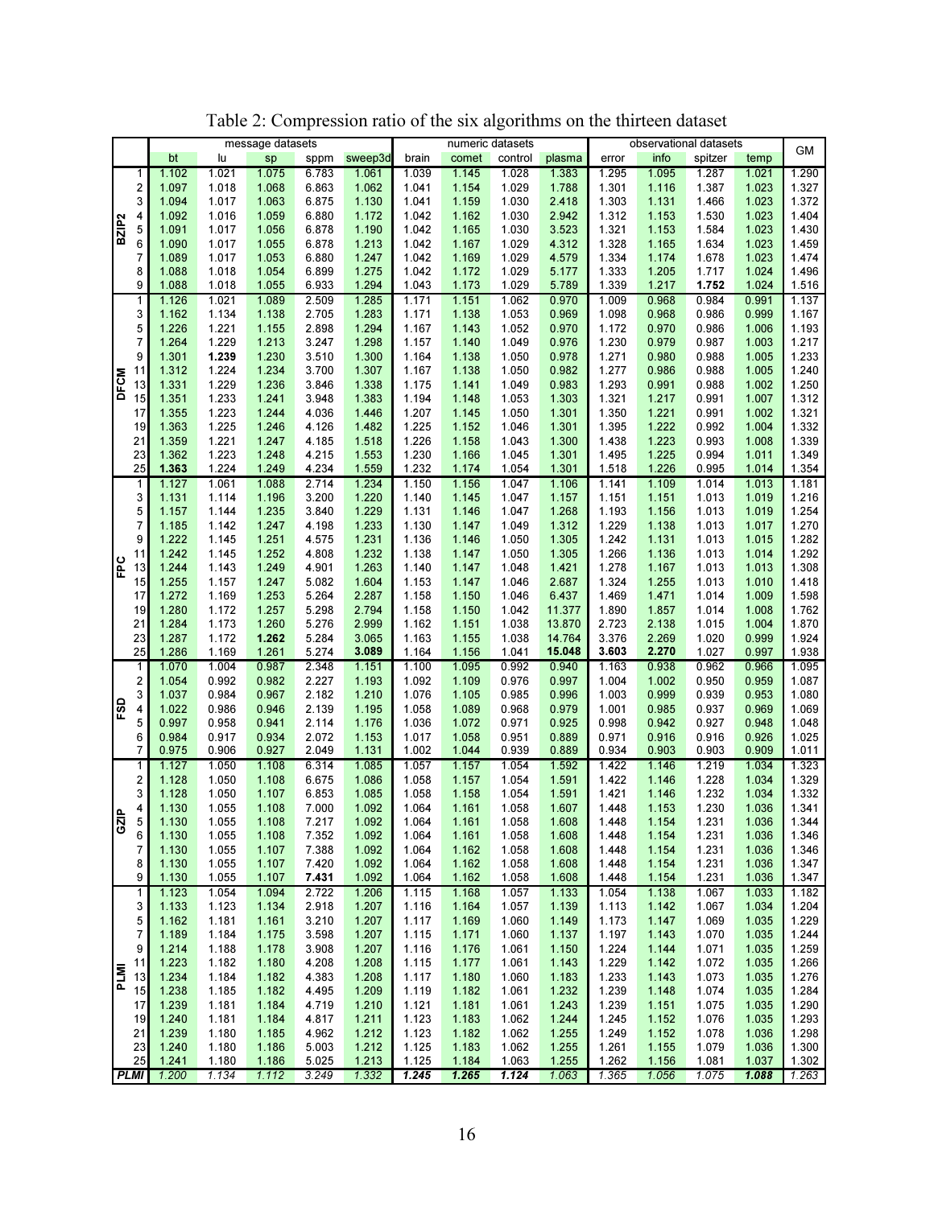Table 2: Compression ratio of the six algorithms on the thirteen dataset

| | | message datasets | | | | | numeric datasets | | | | observational datasets | | | | GM |
|---|---|---|---|---|---|---|---|---|---|---|---|---|---|---|---|
| | | bt | lu | sp | sppm | sweep3d | brain | comet | control | plasma | error | info | spitzer | temp | |
| BZIP2 | 1 | 1.102 | 1.021 | 1.075 | 6.783 | 1.061 | 1.039 | 1.145 | 1.028 | 1.383 | 1.295 | 1.095 | 1.287 | 1.021 | 1.290 |
| | 2 | 1.097 | 1.018 | 1.068 | 6.863 | 1.062 | 1.041 | 1.154 | 1.029 | 1.788 | 1.301 | 1.116 | 1.387 | 1.023 | 1.327 |
| | 3 | 1.094 | 1.017 | 1.063 | 6.875 | 1.130 | 1.041 | 1.159 | 1.030 | 2.418 | 1.303 | 1.131 | 1.466 | 1.023 | 1.372 |
| | 4 | 1.092 | 1.016 | 1.059 | 6.880 | 1.172 | 1.042 | 1.162 | 1.030 | 2.942 | 1.312 | 1.153 | 1.530 | 1.023 | 1.404 |
| | 5 | 1.091 | 1.017 | 1.056 | 6.878 | 1.190 | 1.042 | 1.165 | 1.030 | 3.523 | 1.321 | 1.153 | 1.584 | 1.023 | 1.430 |
| | 6 | 1.090 | 1.017 | 1.055 | 6.878 | 1.213 | 1.042 | 1.167 | 1.029 | 4.312 | 1.328 | 1.165 | 1.634 | 1.023 | 1.459 |
| | 7 | 1.089 | 1.017 | 1.053 | 6.880 | 1.247 | 1.042 | 1.169 | 1.029 | 4.579 | 1.334 | 1.174 | 1.678 | 1.023 | 1.474 |
| | 8 | 1.088 | 1.018 | 1.054 | 6.899 | 1.275 | 1.042 | 1.172 | 1.029 | 5.177 | 1.333 | 1.205 | 1.717 | 1.024 | 1.496 |
| | 9 | 1.088 | 1.018 | 1.055 | 6.933 | 1.294 | 1.043 | 1.173 | 1.029 | 5.789 | 1.339 | 1.217 | **1.752** | 1.024 | 1.516 |
| DFCM | 1 | 1.126 | 1.021 | 1.089 | 2.509 | 1.285 | 1.171 | 1.151 | 1.062 | 0.970 | 1.009 | 0.968 | 0.984 | 0.991 | 1.137 |
| | 3 | 1.162 | 1.134 | 1.138 | 2.705 | 1.283 | 1.171 | 1.138 | 1.053 | 0.969 | 1.098 | 0.968 | 0.986 | 0.999 | 1.167 |
| | 5 | 1.226 | 1.221 | 1.155 | 2.898 | 1.294 | 1.167 | 1.143 | 1.052 | 0.970 | 1.172 | 0.970 | 0.986 | 1.006 | 1.193 |
| | 7 | 1.264 | 1.229 | 1.213 | 3.247 | 1.298 | 1.157 | 1.140 | 1.049 | 0.976 | 1.230 | 0.979 | 0.987 | 1.003 | 1.217 |
| | 9 | 1.301 | **1.239** | 1.230 | 3.510 | 1.300 | 1.164 | 1.138 | 1.050 | 0.978 | 1.271 | 0.980 | 0.988 | 1.005 | 1.233 |
| | 11 | 1.312 | 1.224 | 1.234 | 3.700 | 1.307 | 1.167 | 1.138 | 1.050 | 0.982 | 1.277 | 0.986 | 0.988 | 1.005 | 1.240 |
| | 13 | 1.331 | 1.229 | 1.236 | 3.846 | 1.338 | 1.175 | 1.141 | 1.049 | 0.983 | 1.293 | 0.991 | 0.988 | 1.002 | 1.250 |
| | 15 | 1.351 | 1.233 | 1.241 | 3.948 | 1.383 | 1.194 | 1.148 | 1.053 | 1.303 | 1.321 | 1.217 | 0.991 | 1.007 | 1.312 |
| | 17 | 1.355 | 1.223 | 1.244 | 4.036 | 1.446 | 1.207 | 1.145 | 1.050 | 1.301 | 1.350 | 1.221 | 0.991 | 1.002 | 1.321 |
| | 19 | 1.363 | 1.225 | 1.246 | 4.126 | 1.482 | 1.225 | 1.152 | 1.046 | 1.301 | 1.395 | 1.222 | 0.992 | 1.004 | 1.332 |
| | 21 | 1.359 | 1.221 | 1.247 | 4.185 | 1.518 | 1.226 | 1.158 | 1.043 | 1.300 | 1.438 | 1.223 | 0.993 | 1.008 | 1.339 |
| | 23 | 1.362 | 1.223 | 1.248 | 4.215 | 1.553 | 1.230 | 1.166 | 1.045 | 1.301 | 1.495 | 1.225 | 0.994 | 1.011 | 1.349 |
| | 25 | **1.363** | 1.224 | 1.249 | 4.234 | 1.559 | 1.232 | 1.174 | 1.054 | 1.301 | 1.518 | 1.226 | 0.995 | 1.014 | 1.354 |
| FPC | 1 | 1.127 | 1.061 | 1.088 | 2.714 | 1.234 | 1.150 | 1.156 | 1.047 | 1.106 | 1.141 | 1.109 | 1.014 | 1.013 | 1.181 |
| | 3 | 1.131 | 1.114 | 1.196 | 3.200 | 1.220 | 1.140 | 1.145 | 1.047 | 1.157 | 1.151 | 1.151 | 1.013 | 1.019 | 1.216 |
| | 5 | 1.157 | 1.144 | 1.235 | 3.840 | 1.229 | 1.131 | 1.146 | 1.047 | 1.268 | 1.193 | 1.156 | 1.013 | 1.019 | 1.254 |
| | 7 | 1.185 | 1.142 | 1.247 | 4.198 | 1.233 | 1.130 | 1.147 | 1.049 | 1.312 | 1.229 | 1.138 | 1.013 | 1.017 | 1.270 |
| | 9 | 1.222 | 1.145 | 1.251 | 4.575 | 1.231 | 1.136 | 1.146 | 1.050 | 1.305 | 1.242 | 1.131 | 1.013 | 1.015 | 1.282 |
| | 11 | 1.242 | 1.145 | 1.252 | 4.808 | 1.232 | 1.138 | 1.147 | 1.050 | 1.305 | 1.266 | 1.136 | 1.013 | 1.014 | 1.292 |
| | 13 | 1.244 | 1.143 | 1.249 | 4.901 | 1.263 | 1.140 | 1.147 | 1.048 | 1.421 | 1.278 | 1.167 | 1.013 | 1.013 | 1.308 |
| | 15 | 1.255 | 1.157 | 1.247 | 5.082 | 1.604 | 1.153 | 1.147 | 1.046 | 2.687 | 1.324 | 1.255 | 1.013 | 1.010 | 1.418 |
| | 17 | 1.272 | 1.169 | 1.253 | 5.264 | 2.287 | 1.158 | 1.150 | 1.046 | 6.437 | 1.469 | 1.471 | 1.014 | 1.009 | 1.598 |
| | 19 | 1.280 | 1.172 | 1.257 | 5.298 | 2.794 | 1.158 | 1.150 | 1.042 | 11.377 | 1.890 | 1.857 | 1.014 | 1.008 | 1.762 |
| | 21 | 1.284 | 1.173 | 1.260 | 5.276 | 2.999 | 1.162 | 1.151 | 1.038 | 13.870 | 2.723 | 2.138 | 1.015 | 1.004 | 1.870 |
| | 23 | 1.287 | 1.172 | **1.262** | 5.284 | 3.065 | 1.163 | 1.155 | 1.038 | 14.764 | 3.376 | 2.269 | 1.020 | 0.999 | 1.924 |
| | 25 | 1.286 | 1.169 | 1.261 | 5.274 | **3.089** | 1.164 | 1.156 | 1.041 | **15.048** | **3.603** | **2.270** | 1.027 | 0.997 | 1.938 |
| FSD | 1 | 1.070 | 1.004 | 0.987 | 2.348 | 1.151 | 1.100 | 1.095 | 0.992 | 0.940 | 1.163 | 0.938 | 0.962 | 0.966 | 1.095 |
| | 2 | 1.054 | 0.992 | 0.982 | 2.227 | 1.193 | 1.092 | 1.109 | 0.976 | 0.997 | 1.004 | 1.002 | 0.950 | 0.959 | 1.087 |
| | 3 | 1.037 | 0.984 | 0.967 | 2.182 | 1.210 | 1.076 | 1.105 | 0.985 | 0.996 | 1.003 | 0.999 | 0.939 | 0.953 | 1.080 |
| | 4 | 1.022 | 0.986 | 0.946 | 2.139 | 1.195 | 1.058 | 1.089 | 0.968 | 0.979 | 1.001 | 0.985 | 0.937 | 0.969 | 1.069 |
| | 5 | 0.997 | 0.958 | 0.941 | 2.114 | 1.176 | 1.036 | 1.072 | 0.971 | 0.925 | 0.998 | 0.942 | 0.927 | 0.948 | 1.048 |
| | 6 | 0.984 | 0.917 | 0.934 | 2.072 | 1.153 | 1.017 | 1.058 | 0.951 | 0.889 | 0.971 | 0.916 | 0.916 | 0.926 | 1.025 |
| | 7 | 0.975 | 0.906 | 0.927 | 2.049 | 1.131 | 1.002 | 1.044 | 0.939 | 0.889 | 0.934 | 0.903 | 0.903 | 0.909 | 1.011 |
| GZIP | 1 | 1.127 | 1.050 | 1.108 | 6.314 | 1.085 | 1.057 | 1.157 | 1.054 | 1.592 | 1.422 | 1.146 | 1.219 | 1.034 | 1.323 |
| | 2 | 1.128 | 1.050 | 1.108 | 6.675 | 1.086 | 1.058 | 1.157 | 1.054 | 1.591 | 1.422 | 1.146 | 1.228 | 1.034 | 1.329 |
| | 3 | 1.128 | 1.050 | 1.107 | 6.853 | 1.085 | 1.058 | 1.158 | 1.054 | 1.591 | 1.421 | 1.146 | 1.232 | 1.034 | 1.332 |
| | 4 | 1.130 | 1.055 | 1.108 | 7.000 | 1.092 | 1.064 | 1.161 | 1.058 | 1.607 | 1.448 | 1.153 | 1.230 | 1.036 | 1.341 |
| | 5 | 1.130 | 1.055 | 1.108 | 7.217 | 1.092 | 1.064 | 1.161 | 1.058 | 1.608 | 1.448 | 1.154 | 1.231 | 1.036 | 1.344 |
| | 6 | 1.130 | 1.055 | 1.108 | 7.352 | 1.092 | 1.064 | 1.161 | 1.058 | 1.608 | 1.448 | 1.154 | 1.231 | 1.036 | 1.346 |
| | 7 | 1.130 | 1.055 | 1.107 | 7.388 | 1.092 | 1.064 | 1.162 | 1.058 | 1.608 | 1.448 | 1.154 | 1.231 | 1.036 | 1.346 |
| | 8 | 1.130 | 1.055 | 1.107 | 7.420 | 1.092 | 1.064 | 1.162 | 1.058 | 1.608 | 1.448 | 1.154 | 1.231 | 1.036 | 1.347 |
| | 9 | 1.130 | 1.055 | 1.107 | **7.431** | 1.092 | 1.064 | 1.162 | 1.058 | 1.608 | 1.448 | 1.154 | 1.231 | 1.036 | 1.347 |
| PLMI | 1 | 1.123 | 1.054 | 1.094 | 2.722 | 1.206 | 1.115 | 1.168 | 1.057 | 1.133 | 1.054 | 1.138 | 1.067 | 1.033 | 1.182 |
| | 3 | 1.133 | 1.123 | 1.134 | 2.918 | 1.207 | 1.116 | 1.164 | 1.057 | 1.139 | 1.113 | 1.142 | 1.067 | 1.034 | 1.204 |
| | 5 | 1.162 | 1.181 | 1.161 | 3.210 | 1.207 | 1.117 | 1.169 | 1.060 | 1.149 | 1.173 | 1.147 | 1.069 | 1.035 | 1.229 |
| | 7 | 1.189 | 1.184 | 1.175 | 3.598 | 1.207 | 1.115 | 1.171 | 1.060 | 1.137 | 1.197 | 1.143 | 1.070 | 1.035 | 1.244 |
| | 9 | 1.214 | 1.188 | 1.178 | 3.908 | 1.207 | 1.116 | 1.176 | 1.061 | 1.150 | 1.224 | 1.144 | 1.071 | 1.035 | 1.259 |
| | 11 | 1.223 | 1.182 | 1.180 | 4.208 | 1.208 | 1.115 | 1.177 | 1.061 | 1.143 | 1.229 | 1.142 | 1.072 | 1.035 | 1.266 |
| | 13 | 1.234 | 1.184 | 1.182 | 4.383 | 1.208 | 1.117 | 1.180 | 1.060 | 1.183 | 1.233 | 1.143 | 1.073 | 1.035 | 1.276 |
| | 15 | 1.238 | 1.185 | 1.182 | 4.495 | 1.209 | 1.119 | 1.182 | 1.061 | 1.232 | 1.239 | 1.148 | 1.074 | 1.035 | 1.284 |
| | 17 | 1.239 | 1.181 | 1.184 | 4.719 | 1.210 | 1.121 | 1.181 | 1.061 | 1.243 | 1.239 | 1.151 | 1.075 | 1.035 | 1.290 |
| | 19 | 1.240 | 1.181 | 1.184 | 4.817 | 1.211 | 1.123 | 1.183 | 1.062 | 1.244 | 1.245 | 1.152 | 1.076 | 1.035 | 1.293 |
| | 21 | 1.239 | 1.180 | 1.185 | 4.962 | 1.212 | 1.123 | 1.182 | 1.062 | 1.255 | 1.249 | 1.152 | 1.078 | 1.036 | 1.298 |
| | 23 | 1.240 | 1.180 | 1.186 | 5.003 | 1.212 | 1.125 | 1.183 | 1.062 | 1.255 | 1.261 | 1.155 | 1.079 | 1.036 | 1.300 |
| | 25 | 1.241 | 1.180 | 1.186 | 5.025 | 1.213 | 1.125 | 1.184 | 1.063 | 1.255 | 1.262 | 1.156 | 1.081 | 1.037 | 1.302 |
| ***PLMI*** | | *1.200* | *1.134* | *1.112* | *3.249* | *1.332* | ***1.245*** | ***1.265*** | ***1.124*** | *1.063* | *1.365* | *1.056* | *1.075* | ***1.088*** | *1.263* |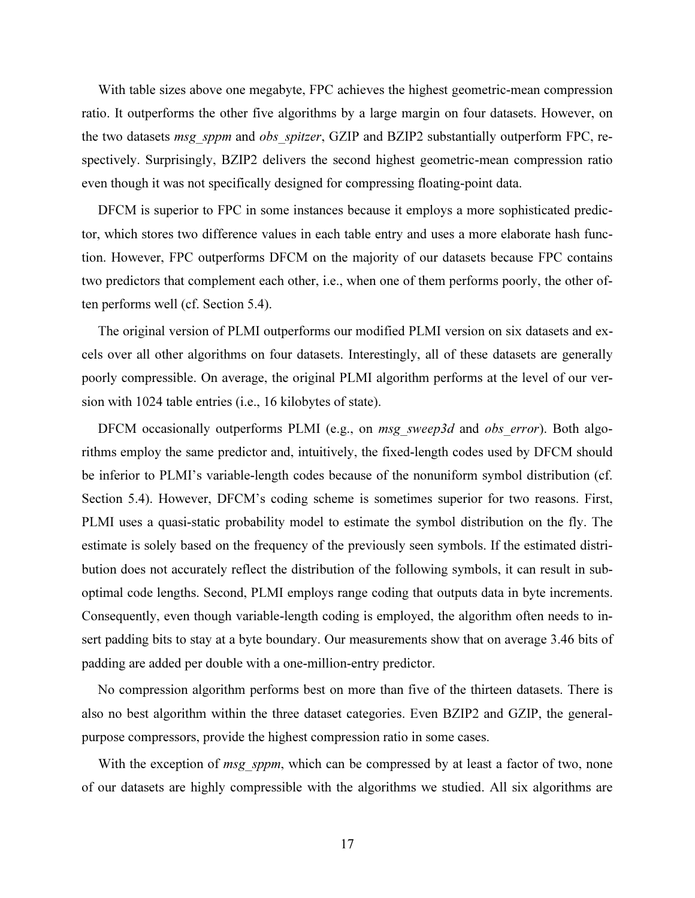With table sizes above one megabyte, FPC achieves the highest geometric-mean compression ratio. It outperforms the other five algorithms by a large margin on four datasets. However, on the two datasets *msg_sppm* and *obs_spitzer*, GZIP and BZIP2 substantially outperform FPC, respectively. Surprisingly, BZIP2 delivers the second highest geometric-mean compression ratio even though it was not specifically designed for compressing floating-point data.

DFCM is superior to FPC in some instances because it employs a more sophisticated predictor, which stores two difference values in each table entry and uses a more elaborate hash function. However, FPC outperforms DFCM on the majority of our datasets because FPC contains two predictors that complement each other, i.e., when one of them performs poorly, the other often performs well (cf. Section 5.4).

The original version of PLMI outperforms our modified PLMI version on six datasets and excels over all other algorithms on four datasets. Interestingly, all of these datasets are generally poorly compressible. On average, the original PLMI algorithm performs at the level of our version with 1024 table entries (i.e., 16 kilobytes of state).

DFCM occasionally outperforms PLMI (e.g., on *msg_sweep3d* and *obs_error*). Both algorithms employ the same predictor and, intuitively, the fixed-length codes used by DFCM should be inferior to PLMI's variable-length codes because of the nonuniform symbol distribution (cf. Section 5.4). However, DFCM's coding scheme is sometimes superior for two reasons. First, PLMI uses a quasi-static probability model to estimate the symbol distribution on the fly. The estimate is solely based on the frequency of the previously seen symbols. If the estimated distribution does not accurately reflect the distribution of the following symbols, it can result in suboptimal code lengths. Second, PLMI employs range coding that outputs data in byte increments. Consequently, even though variable-length coding is employed, the algorithm often needs to insert padding bits to stay at a byte boundary. Our measurements show that on average 3.46 bits of padding are added per double with a one-million-entry predictor.

No compression algorithm performs best on more than five of the thirteen datasets. There is also no best algorithm within the three dataset categories. Even BZIP2 and GZIP, the general-purpose compressors, provide the highest compression ratio in some cases.

With the exception of *msg_sppm*, which can be compressed by at least a factor of two, none of our datasets are highly compressible with the algorithms we studied. All six algorithms are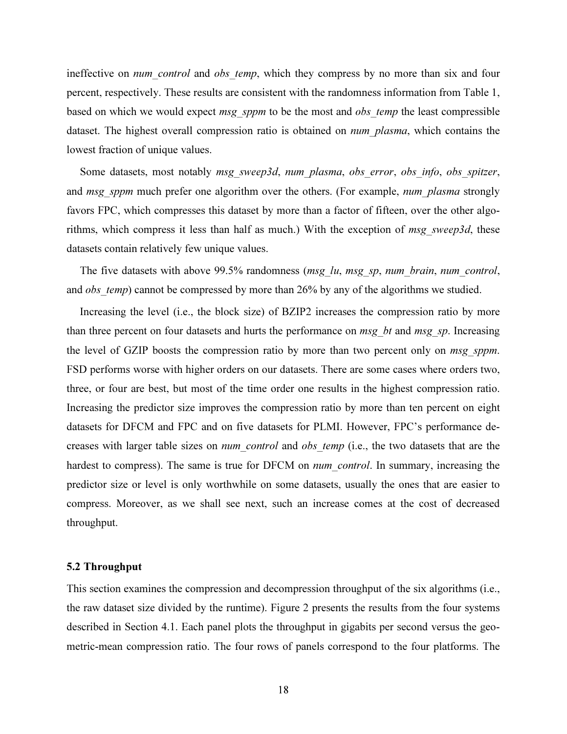ineffective on *num_control* and *obs_temp*, which they compress by no more than six and four percent, respectively. These results are consistent with the randomness information from Table 1, based on which we would expect *msg_sppm* to be the most and *obs_temp* the least compressible dataset. The highest overall compression ratio is obtained on *num_plasma*, which contains the lowest fraction of unique values.

Some datasets, most notably *msg_sweep3d*, *num_plasma*, *obs_error*, *obs_info*, *obs_spitzer*, and *msg_sppm* much prefer one algorithm over the others. (For example, *num_plasma* strongly favors FPC, which compresses this dataset by more than a factor of fifteen, over the other algorithms, which compress it less than half as much.) With the exception of *msg_sweep3d*, these datasets contain relatively few unique values.

The five datasets with above 99.5% randomness (*msg_lu*, *msg_sp*, *num_brain*, *num_control*, and *obs_temp*) cannot be compressed by more than 26% by any of the algorithms we studied.

Increasing the level (i.e., the block size) of BZIP2 increases the compression ratio by more than three percent on four datasets and hurts the performance on *msg_bt* and *msg_sp*. Increasing the level of GZIP boosts the compression ratio by more than two percent only on *msg_sppm*. FSD performs worse with higher orders on our datasets. There are some cases where orders two, three, or four are best, but most of the time order one results in the highest compression ratio. Increasing the predictor size improves the compression ratio by more than ten percent on eight datasets for DFCM and FPC and on five datasets for PLMI. However, FPC's performance decreases with larger table sizes on *num_control* and *obs_temp* (i.e., the two datasets that are the hardest to compress). The same is true for DFCM on *num_control*. In summary, increasing the predictor size or level is only worthwhile on some datasets, usually the ones that are easier to compress. Moreover, as we shall see next, such an increase comes at the cost of decreased throughput.

### 5.2 Throughput

This section examines the compression and decompression throughput of the six algorithms (i.e., the raw dataset size divided by the runtime). Figure 2 presents the results from the four systems described in Section 4.1. Each panel plots the throughput in gigabits per second versus the geometric-mean compression ratio. The four rows of panels correspond to the four platforms. The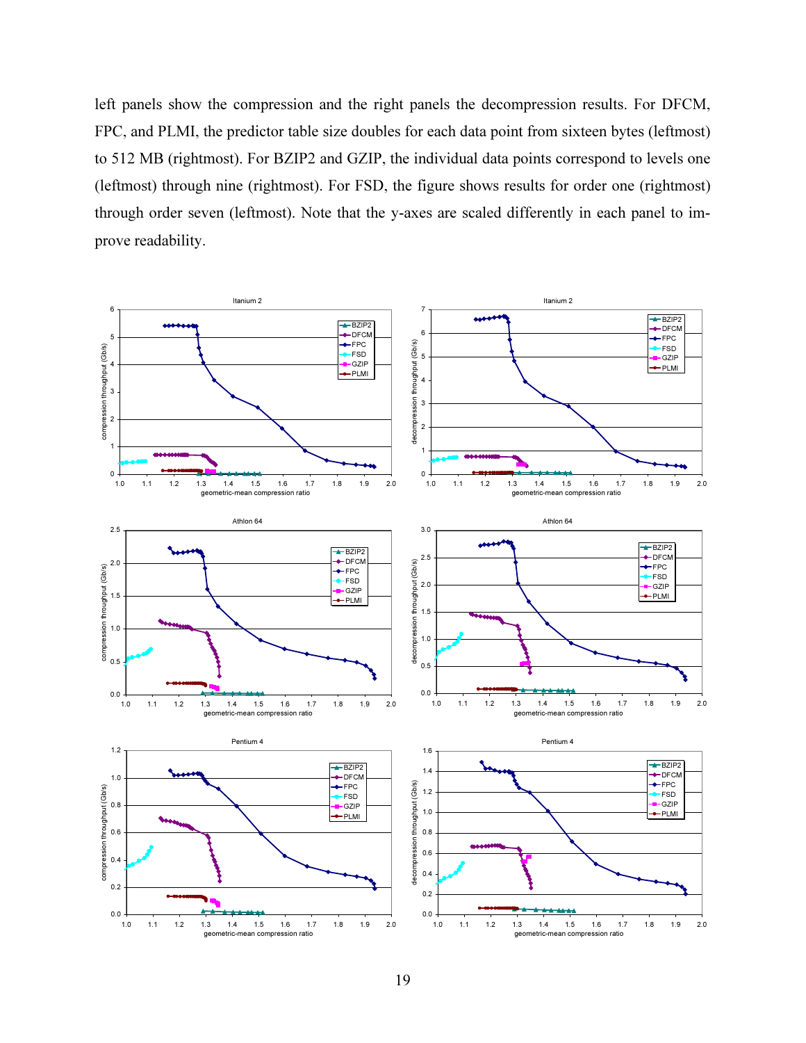left panels show the compression and the right panels the decompression results. For DFCM, FPC, and PLMI, the predictor table size doubles for each data point from sixteen bytes (leftmost) to 512 MB (rightmost). For BZIP2 and GZIP, the individual data points correspond to levels one (leftmost) through nine (rightmost). For FSD, the figure shows results for order one (rightmost) through order seven (leftmost). Note that the y-axes are scaled differently in each panel to improve readability.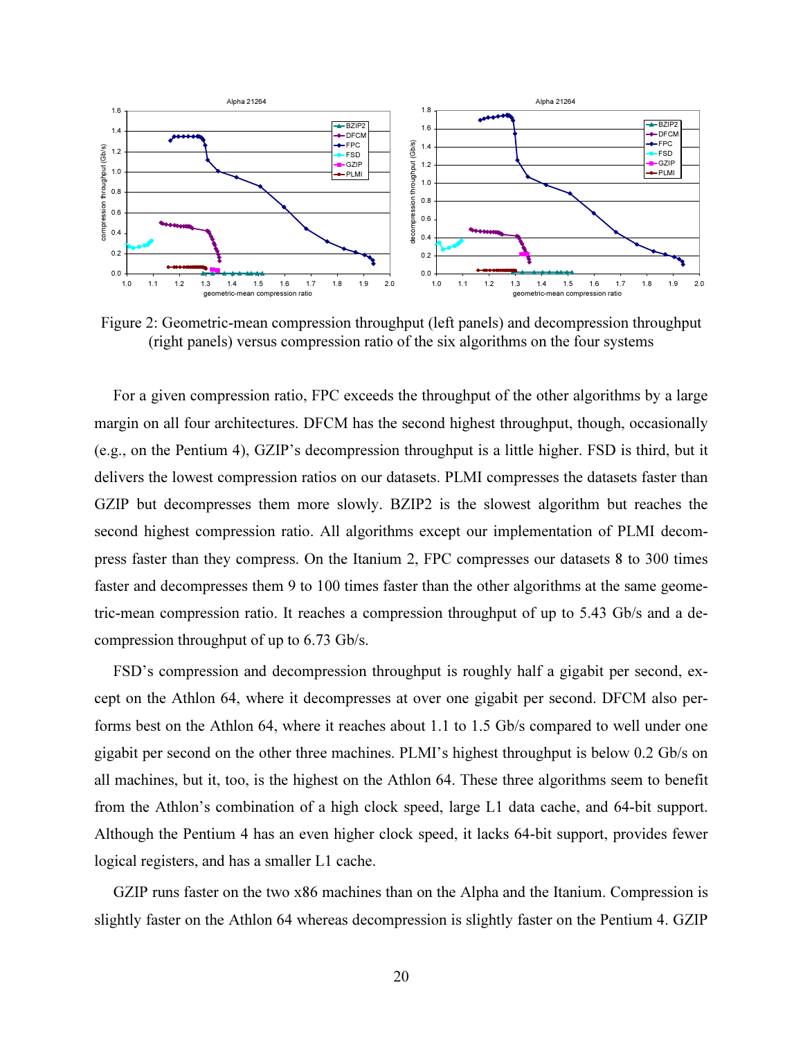Figure 2: Geometric-mean compression throughput (left panels) and decompression throughput (right panels) versus compression ratio of the six algorithms on the four systems

For a given compression ratio, FPC exceeds the throughput of the other algorithms by a large margin on all four architectures. DFCM has the second highest throughput, though, occasionally (e.g., on the Pentium 4), GZIP's decompression throughput is a little higher. FSD is third, but it delivers the lowest compression ratios on our datasets. PLMI compresses the datasets faster than GZIP but decompresses them more slowly. BZIP2 is the slowest algorithm but reaches the second highest compression ratio. All algorithms except our implementation of PLMI decompress faster than they compress. On the Itanium 2, FPC compresses our datasets 8 to 300 times faster and decompresses them 9 to 100 times faster than the other algorithms at the same geometric-mean compression ratio. It reaches a compression throughput of up to 5.43 Gb/s and a decompression throughput of up to 6.73 Gb/s.

FSD's compression and decompression throughput is roughly half a gigabit per second, except on the Athlon 64, where it decompresses at over one gigabit per second. DFCM also performs best on the Athlon 64, where it reaches about 1.1 to 1.5 Gb/s compared to well under one gigabit per second on the other three machines. PLMI's highest throughput is below 0.2 Gb/s on all machines, but it, too, is the highest on the Athlon 64. These three algorithms seem to benefit from the Athlon's combination of a high clock speed, large L1 data cache, and 64-bit support. Although the Pentium 4 has an even higher clock speed, it lacks 64-bit support, provides fewer logical registers, and has a smaller L1 cache.

GZIP runs faster on the two x86 machines than on the Alpha and the Itanium. Compression is slightly faster on the Athlon 64 whereas decompression is slightly faster on the Pentium 4. GZIP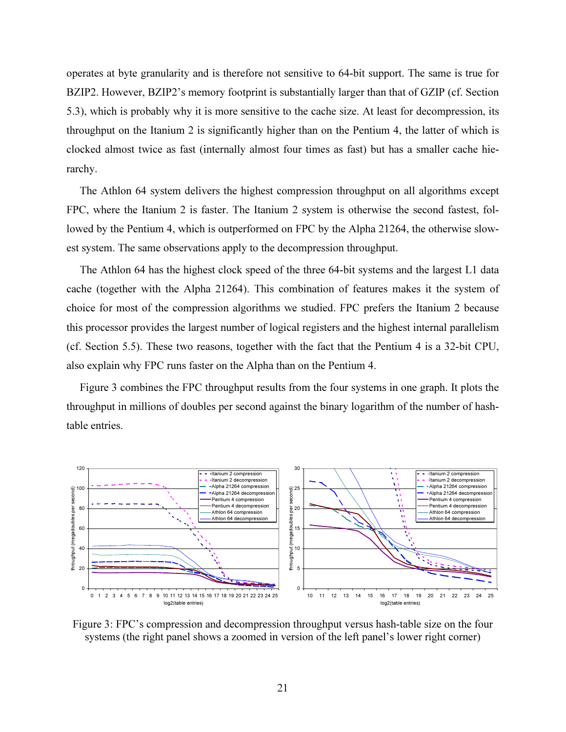operates at byte granularity and is therefore not sensitive to 64-bit support. The same is true for BZIP2. However, BZIP2's memory footprint is substantially larger than that of GZIP (cf. Section 5.3), which is probably why it is more sensitive to the cache size. At least for decompression, its throughput on the Itanium 2 is significantly higher than on the Pentium 4, the latter of which is clocked almost twice as fast (internally almost four times as fast) but has a smaller cache hierarchy.

The Athlon 64 system delivers the highest compression throughput on all algorithms except FPC, where the Itanium 2 is faster. The Itanium 2 system is otherwise the second fastest, followed by the Pentium 4, which is outperformed on FPC by the Alpha 21264, the otherwise slowest system. The same observations apply to the decompression throughput.

The Athlon 64 has the highest clock speed of the three 64-bit systems and the largest L1 data cache (together with the Alpha 21264). This combination of features makes it the system of choice for most of the compression algorithms we studied. FPC prefers the Itanium 2 because this processor provides the largest number of logical registers and the highest internal parallelism (cf. Section 5.5). These two reasons, together with the fact that the Pentium 4 is a 32-bit CPU, also explain why FPC runs faster on the Alpha than on the Pentium 4.

Figure 3 combines the FPC throughput results from the four systems in one graph. It plots the throughput in millions of doubles per second against the binary logarithm of the number of hash-table entries.

Figure 3: FPC's compression and decompression throughput versus hash-table size on the four systems (the right panel shows a zoomed in version of the left panel's lower right corner)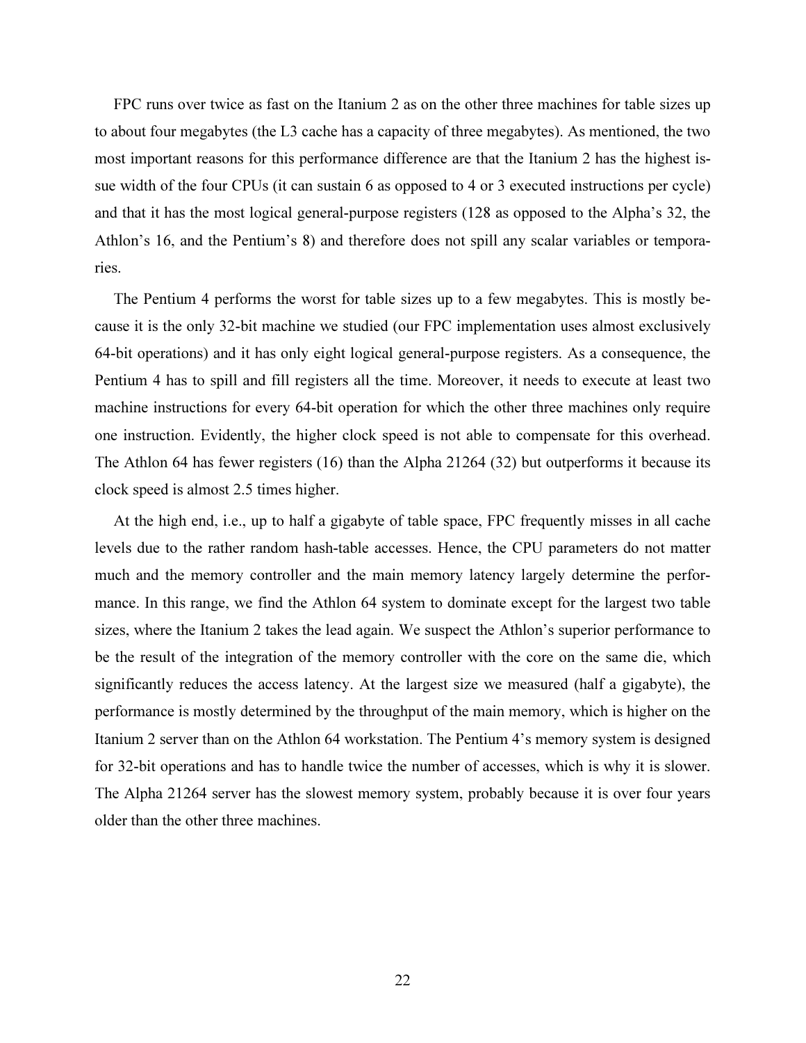FPC runs over twice as fast on the Itanium 2 as on the other three machines for table sizes up to about four megabytes (the L3 cache has a capacity of three megabytes). As mentioned, the two most important reasons for this performance difference are that the Itanium 2 has the highest issue width of the four CPUs (it can sustain 6 as opposed to 4 or 3 executed instructions per cycle) and that it has the most logical general-purpose registers (128 as opposed to the Alpha's 32, the Athlon's 16, and the Pentium's 8) and therefore does not spill any scalar variables or temporaries.

The Pentium 4 performs the worst for table sizes up to a few megabytes. This is mostly because it is the only 32-bit machine we studied (our FPC implementation uses almost exclusively 64-bit operations) and it has only eight logical general-purpose registers. As a consequence, the Pentium 4 has to spill and fill registers all the time. Moreover, it needs to execute at least two machine instructions for every 64-bit operation for which the other three machines only require one instruction. Evidently, the higher clock speed is not able to compensate for this overhead. The Athlon 64 has fewer registers (16) than the Alpha 21264 (32) but outperforms it because its clock speed is almost 2.5 times higher.

At the high end, i.e., up to half a gigabyte of table space, FPC frequently misses in all cache levels due to the rather random hash-table accesses. Hence, the CPU parameters do not matter much and the memory controller and the main memory latency largely determine the performance. In this range, we find the Athlon 64 system to dominate except for the largest two table sizes, where the Itanium 2 takes the lead again. We suspect the Athlon's superior performance to be the result of the integration of the memory controller with the core on the same die, which significantly reduces the access latency. At the largest size we measured (half a gigabyte), the performance is mostly determined by the throughput of the main memory, which is higher on the Itanium 2 server than on the Athlon 64 workstation. The Pentium 4's memory system is designed for 32-bit operations and has to handle twice the number of accesses, which is why it is slower. The Alpha 21264 server has the slowest memory system, probably because it is over four years older than the other three machines.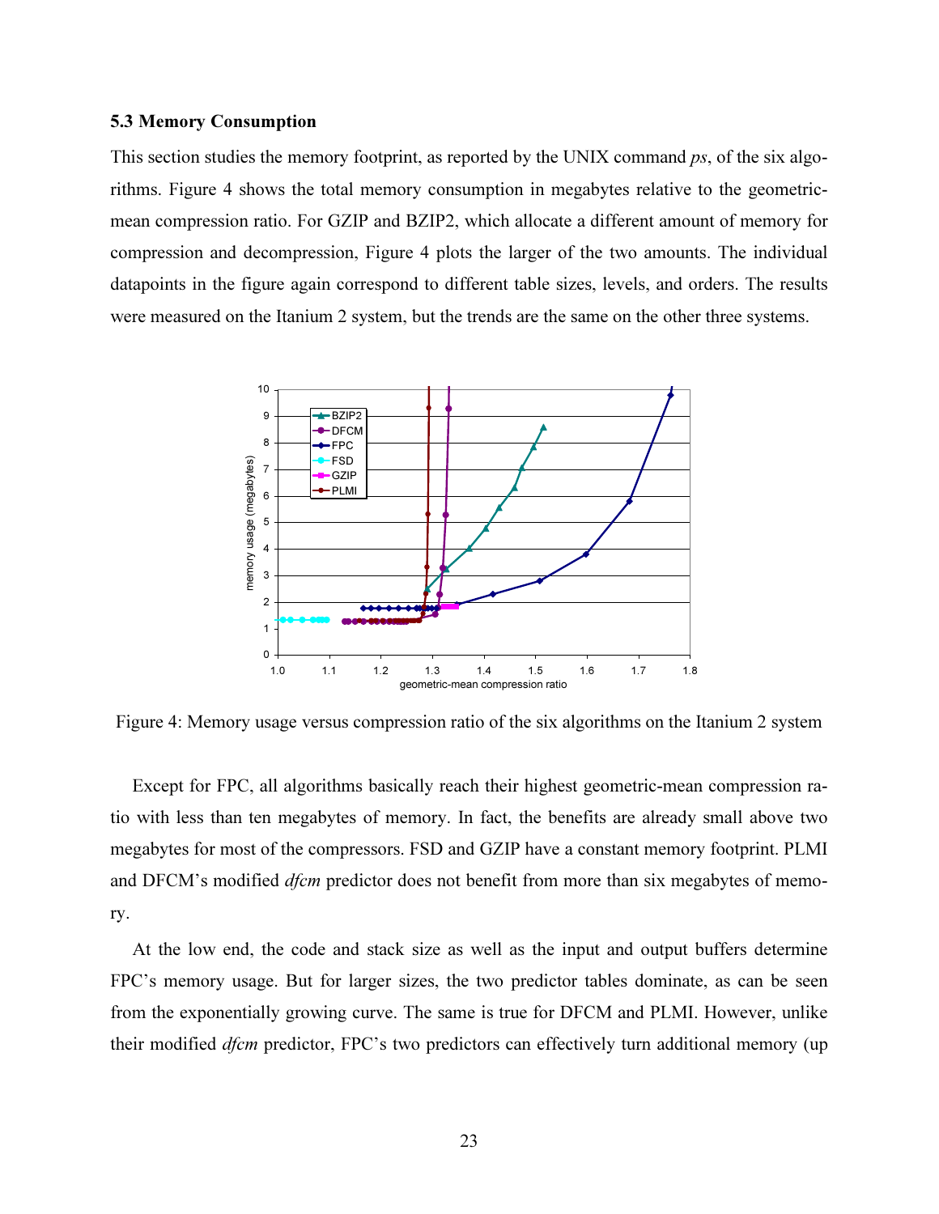### 5.3 Memory Consumption

This section studies the memory footprint, as reported by the UNIX command *ps*, of the six algorithms. Figure 4 shows the total memory consumption in megabytes relative to the geometric-mean compression ratio. For GZIP and BZIP2, which allocate a different amount of memory for compression and decompression, Figure 4 plots the larger of the two amounts. The individual datapoints in the figure again correspond to different table sizes, levels, and orders. The results were measured on the Itanium 2 system, but the trends are the same on the other three systems.

Figure 4: Memory usage versus compression ratio of the six algorithms on the Itanium 2 system

Except for FPC, all algorithms basically reach their highest geometric-mean compression ratio with less than ten megabytes of memory. In fact, the benefits are already small above two megabytes for most of the compressors. FSD and GZIP have a constant memory footprint. PLMI and DFCM's modified *dfcm* predictor does not benefit from more than six megabytes of memory.

At the low end, the code and stack size as well as the input and output buffers determine FPC's memory usage. But for larger sizes, the two predictor tables dominate, as can be seen from the exponentially growing curve. The same is true for DFCM and PLMI. However, unlike their modified *dfcm* predictor, FPC's two predictors can effectively turn additional memory (up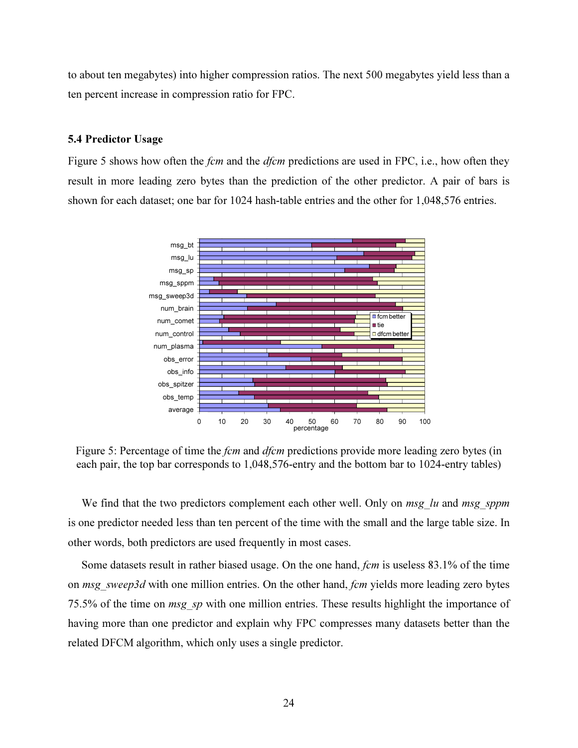to about ten megabytes) into higher compression ratios. The next 500 megabytes yield less than a ten percent increase in compression ratio for FPC.

### 5.4 Predictor Usage

Figure 5 shows how often the *fcm* and the *dfcm* predictions are used in FPC, i.e., how often they result in more leading zero bytes than the prediction of the other predictor. A pair of bars is shown for each dataset; one bar for 1024 hash-table entries and the other for 1,048,576 entries.

Figure 5: Percentage of time the *fcm* and *dfcm* predictions provide more leading zero bytes (in each pair, the top bar corresponds to 1,048,576-entry and the bottom bar to 1024-entry tables)

We find that the two predictors complement each other well. Only on *msg_lu* and *msg_sppm* is one predictor needed less than ten percent of the time with the small and the large table size. In other words, both predictors are used frequently in most cases.

Some datasets result in rather biased usage. On the one hand, *fcm* is useless 83.1% of the time on *msg_sweep3d* with one million entries. On the other hand, *fcm* yields more leading zero bytes 75.5% of the time on *msg_sp* with one million entries. These results highlight the importance of having more than one predictor and explain why FPC compresses many datasets better than the related DFCM algorithm, which only uses a single predictor.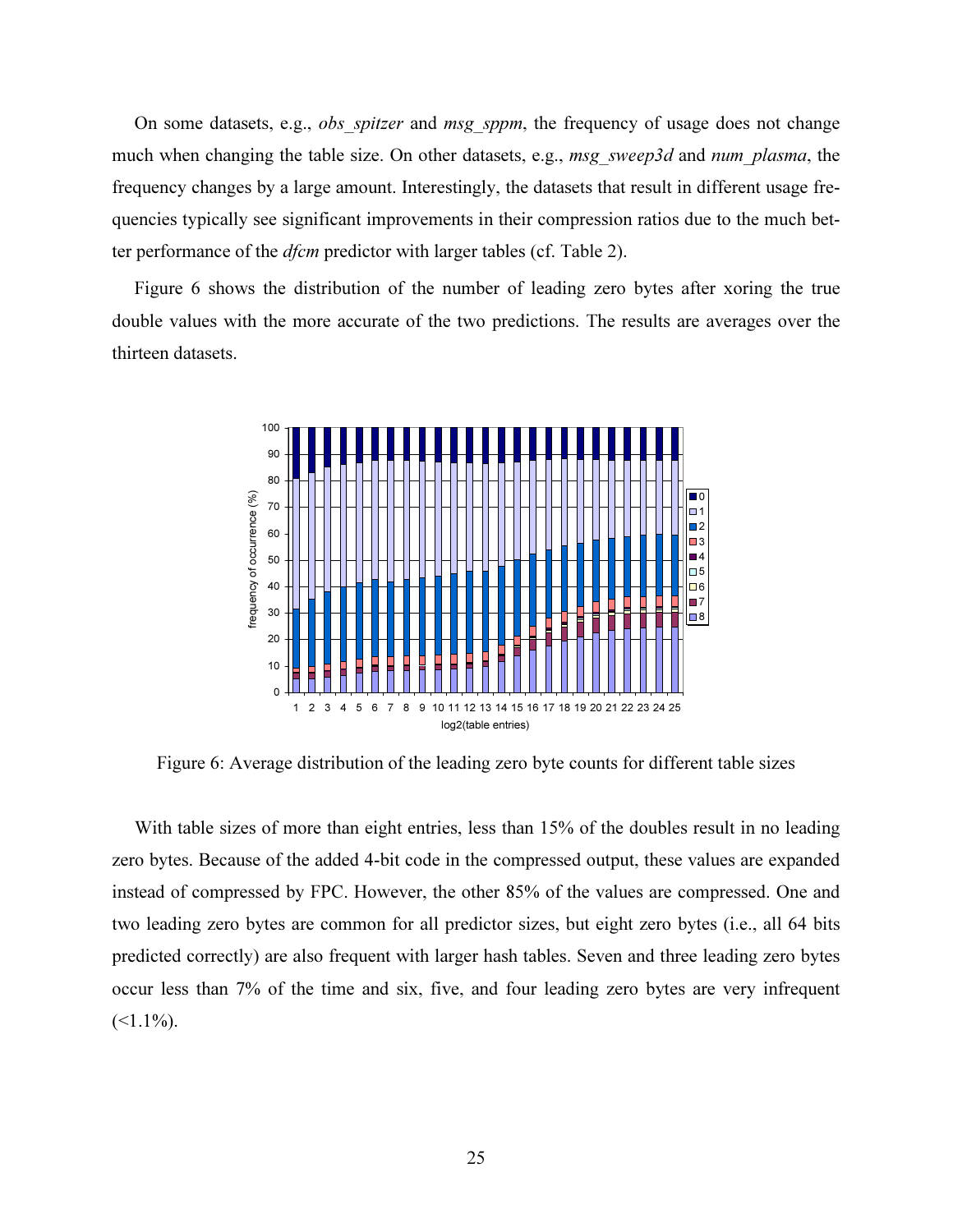On some datasets, e.g., *obs_spitzer* and *msg_sppm*, the frequency of usage does not change much when changing the table size. On other datasets, e.g., *msg_sweep3d* and *num_plasma*, the frequency changes by a large amount. Interestingly, the datasets that result in different usage frequencies typically see significant improvements in their compression ratios due to the much better performance of the *dfcm* predictor with larger tables (cf. Table 2).

Figure 6 shows the distribution of the number of leading zero bytes after xoring the true double values with the more accurate of the two predictions. The results are averages over the thirteen datasets.

Figure 6: Average distribution of the leading zero byte counts for different table sizes

With table sizes of more than eight entries, less than 15% of the doubles result in no leading zero bytes. Because of the added 4-bit code in the compressed output, these values are expanded instead of compressed by FPC. However, the other 85% of the values are compressed. One and two leading zero bytes are common for all predictor sizes, but eight zero bytes (i.e., all 64 bits predicted correctly) are also frequent with larger hash tables. Seven and three leading zero bytes occur less than 7% of the time and six, five, and four leading zero bytes are very infrequent (<1.1%).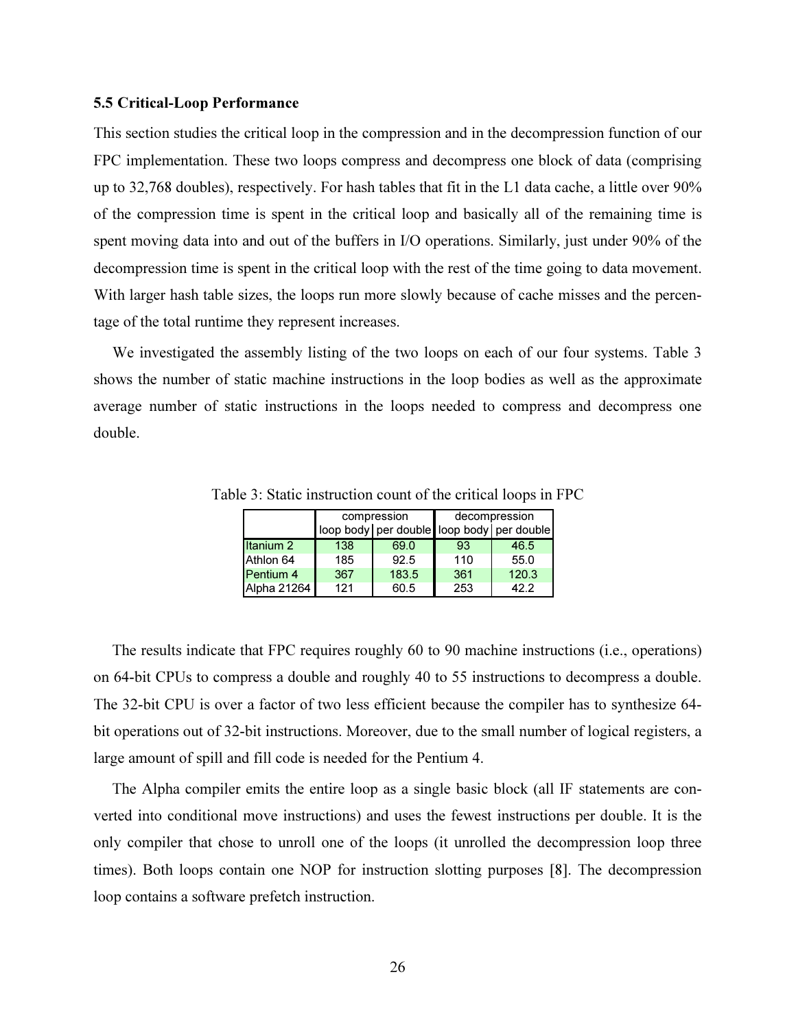### 5.5 Critical-Loop Performance

This section studies the critical loop in the compression and in the decompression function of our FPC implementation. These two loops compress and decompress one block of data (comprising up to 32,768 doubles), respectively. For hash tables that fit in the L1 data cache, a little over 90% of the compression time is spent in the critical loop and basically all of the remaining time is spent moving data into and out of the buffers in I/O operations. Similarly, just under 90% of the decompression time is spent in the critical loop with the rest of the time going to data movement. With larger hash table sizes, the loops run more slowly because of cache misses and the percentage of the total runtime they represent increases.

We investigated the assembly listing of the two loops on each of our four systems. Table 3 shows the number of static machine instructions in the loop bodies as well as the approximate average number of static instructions in the loops needed to compress and decompress one double.

Table 3: Static instruction count of the critical loops in FPC

| | compression | | decompression | |
|---|---|---|---|---|
| | loop body | per double | loop body | per double |
| Itanium 2 | 138 | 69.0 | 93 | 46.5 |
| Athlon 64 | 185 | 92.5 | 110 | 55.0 |
| Pentium 4 | 367 | 183.5 | 361 | 120.3 |
| Alpha 21264 | 121 | 60.5 | 253 | 42.2 |

The results indicate that FPC requires roughly 60 to 90 machine instructions (i.e., operations) on 64-bit CPUs to compress a double and roughly 40 to 55 instructions to decompress a double. The 32-bit CPU is over a factor of two less efficient because the compiler has to synthesize 64-bit operations out of 32-bit instructions. Moreover, due to the small number of logical registers, a large amount of spill and fill code is needed for the Pentium 4.

The Alpha compiler emits the entire loop as a single basic block (all IF statements are converted into conditional move instructions) and uses the fewest instructions per double. It is the only compiler that chose to unroll one of the loops (it unrolled the decompression loop three times). Both loops contain one NOP for instruction slotting purposes [8]. The decompression loop contains a software prefetch instruction.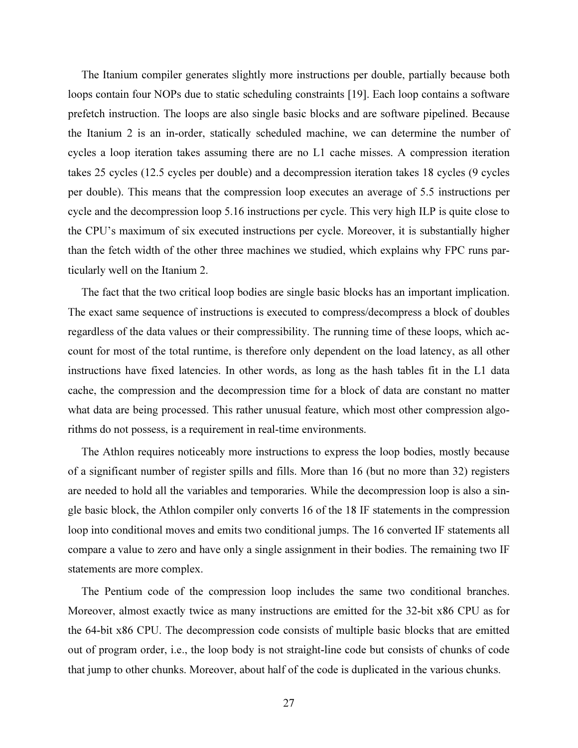The Itanium compiler generates slightly more instructions per double, partially because both loops contain four NOPs due to static scheduling constraints [19]. Each loop contains a software prefetch instruction. The loops are also single basic blocks and are software pipelined. Because the Itanium 2 is an in-order, statically scheduled machine, we can determine the number of cycles a loop iteration takes assuming there are no L1 cache misses. A compression iteration takes 25 cycles (12.5 cycles per double) and a decompression iteration takes 18 cycles (9 cycles per double). This means that the compression loop executes an average of 5.5 instructions per cycle and the decompression loop 5.16 instructions per cycle. This very high ILP is quite close to the CPU's maximum of six executed instructions per cycle. Moreover, it is substantially higher than the fetch width of the other three machines we studied, which explains why FPC runs particularly well on the Itanium 2.

The fact that the two critical loop bodies are single basic blocks has an important implication. The exact same sequence of instructions is executed to compress/decompress a block of doubles regardless of the data values or their compressibility. The running time of these loops, which account for most of the total runtime, is therefore only dependent on the load latency, as all other instructions have fixed latencies. In other words, as long as the hash tables fit in the L1 data cache, the compression and the decompression time for a block of data are constant no matter what data are being processed. This rather unusual feature, which most other compression algorithms do not possess, is a requirement in real-time environments.

The Athlon requires noticeably more instructions to express the loop bodies, mostly because of a significant number of register spills and fills. More than 16 (but no more than 32) registers are needed to hold all the variables and temporaries. While the decompression loop is also a single basic block, the Athlon compiler only converts 16 of the 18 IF statements in the compression loop into conditional moves and emits two conditional jumps. The 16 converted IF statements all compare a value to zero and have only a single assignment in their bodies. The remaining two IF statements are more complex.

The Pentium code of the compression loop includes the same two conditional branches. Moreover, almost exactly twice as many instructions are emitted for the 32-bit x86 CPU as for the 64-bit x86 CPU. The decompression code consists of multiple basic blocks that are emitted out of program order, i.e., the loop body is not straight-line code but consists of chunks of code that jump to other chunks. Moreover, about half of the code is duplicated in the various chunks.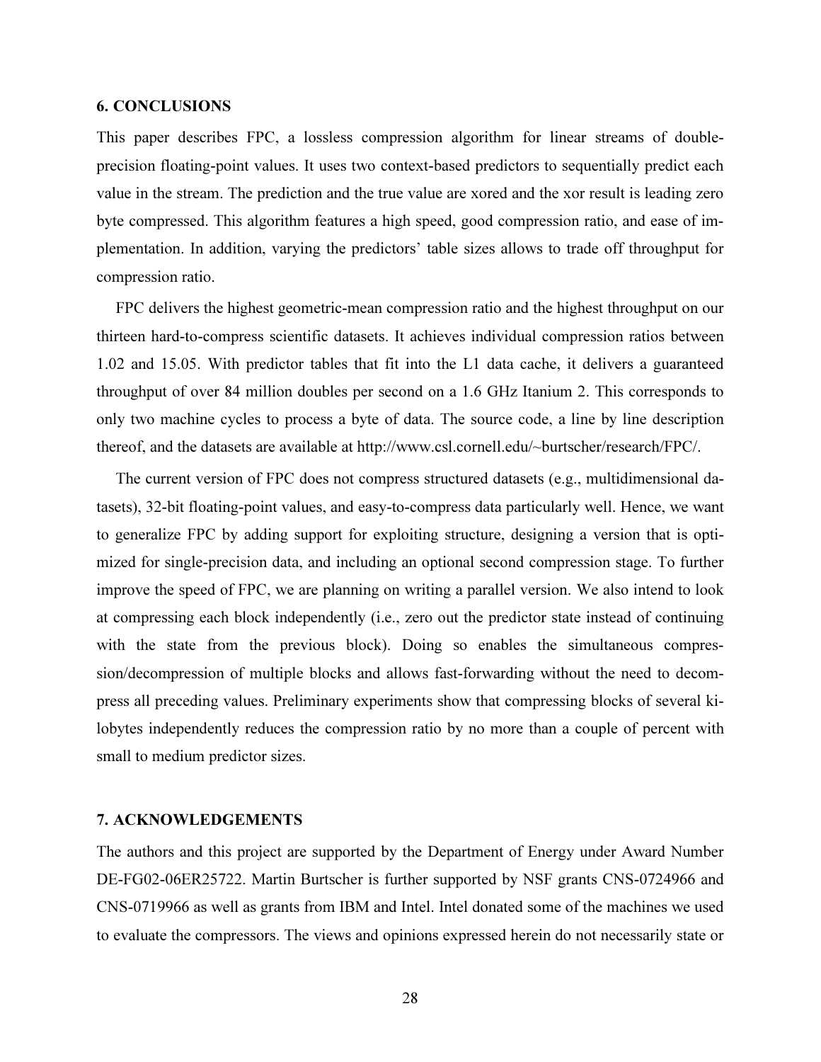## 6. CONCLUSIONS

This paper describes FPC, a lossless compression algorithm for linear streams of double-precision floating-point values. It uses two context-based predictors to sequentially predict each value in the stream. The prediction and the true value are xored and the xor result is leading zero byte compressed. This algorithm features a high speed, good compression ratio, and ease of implementation. In addition, varying the predictors' table sizes allows to trade off throughput for compression ratio.

FPC delivers the highest geometric-mean compression ratio and the highest throughput on our thirteen hard-to-compress scientific datasets. It achieves individual compression ratios between 1.02 and 15.05. With predictor tables that fit into the L1 data cache, it delivers a guaranteed throughput of over 84 million doubles per second on a 1.6 GHz Itanium 2. This corresponds to only two machine cycles to process a byte of data. The source code, a line by line description thereof, and the datasets are available at http://www.csl.cornell.edu/~burtscher/research/FPC/.

The current version of FPC does not compress structured datasets (e.g., multidimensional datasets), 32-bit floating-point values, and easy-to-compress data particularly well. Hence, we want to generalize FPC by adding support for exploiting structure, designing a version that is optimized for single-precision data, and including an optional second compression stage. To further improve the speed of FPC, we are planning on writing a parallel version. We also intend to look at compressing each block independently (i.e., zero out the predictor state instead of continuing with the state from the previous block). Doing so enables the simultaneous compression/decompression of multiple blocks and allows fast-forwarding without the need to decompress all preceding values. Preliminary experiments show that compressing blocks of several kilobytes independently reduces the compression ratio by no more than a couple of percent with small to medium predictor sizes.

## 7. ACKNOWLEDGEMENTS

The authors and this project are supported by the Department of Energy under Award Number DE-FG02-06ER25722. Martin Burtscher is further supported by NSF grants CNS-0724966 and CNS-0719966 as well as grants from IBM and Intel. Intel donated some of the machines we used to evaluate the compressors. The views and opinions expressed herein do not necessarily state or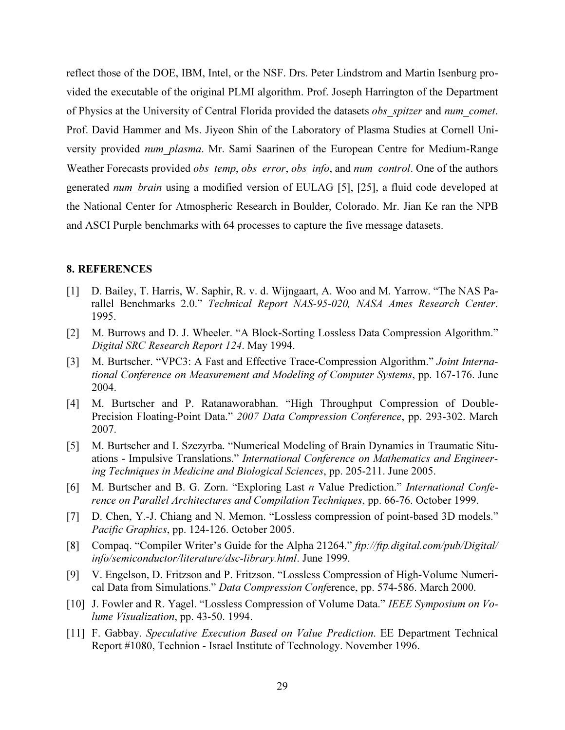reflect those of the DOE, IBM, Intel, or the NSF. Drs. Peter Lindstrom and Martin Isenburg provided the executable of the original PLMI algorithm. Prof. Joseph Harrington of the Department of Physics at the University of Central Florida provided the datasets *obs_spitzer* and *num_comet*. Prof. David Hammer and Ms. Jiyeon Shin of the Laboratory of Plasma Studies at Cornell University provided *num_plasma*. Mr. Sami Saarinen of the European Centre for Medium-Range Weather Forecasts provided *obs_temp*, *obs_error*, *obs_info*, and *num_control*. One of the authors generated *num_brain* using a modified version of EULAG [5], [25], a fluid code developed at the National Center for Atmospheric Research in Boulder, Colorado. Mr. Jian Ke ran the NPB and ASCI Purple benchmarks with 64 processes to capture the five message datasets.

## 8. REFERENCES

[1] D. Bailey, T. Harris, W. Saphir, R. v. d. Wijngaart, A. Woo and M. Yarrow. "The NAS Parallel Benchmarks 2.0." *Technical Report NAS-95-020, NASA Ames Research Center*. 1995.

[2] M. Burrows and D. J. Wheeler. "A Block-Sorting Lossless Data Compression Algorithm." *Digital SRC Research Report 124*. May 1994.

[3] M. Burtscher. "VPC3: A Fast and Effective Trace-Compression Algorithm." *Joint International Conference on Measurement and Modeling of Computer Systems*, pp. 167-176. June 2004.

[4] M. Burtscher and P. Ratanaworabhan. "High Throughput Compression of Double-Precision Floating-Point Data." *2007 Data Compression Conference*, pp. 293-302. March 2007.

[5] M. Burtscher and I. Szczyrba. "Numerical Modeling of Brain Dynamics in Traumatic Situations - Impulsive Translations." *International Conference on Mathematics and Engineering Techniques in Medicine and Biological Sciences*, pp. 205-211. June 2005.

[6] M. Burtscher and B. G. Zorn. "Exploring Last *n* Value Prediction." *International Conference on Parallel Architectures and Compilation Techniques*, pp. 66-76. October 1999.

[7] D. Chen, Y.-J. Chiang and N. Memon. "Lossless compression of point-based 3D models." *Pacific Graphics*, pp. 124-126. October 2005.

[8] Compaq. "Compiler Writer's Guide for the Alpha 21264." *ftp://ftp.digital.com/pub/Digital/info/semiconductor/literature/dsc-library.html*. June 1999.

[9] V. Engelson, D. Fritzson and P. Fritzson. "Lossless Compression of High-Volume Numerical Data from Simulations." *Data Compression Conf*erence, pp. 574-586. March 2000.

[10] J. Fowler and R. Yagel. "Lossless Compression of Volume Data." *IEEE Symposium on Volume Visualization*, pp. 43-50. 1994.

[11] F. Gabbay. *Speculative Execution Based on Value Prediction*. EE Department Technical Report #1080, Technion - Israel Institute of Technology. November 1996.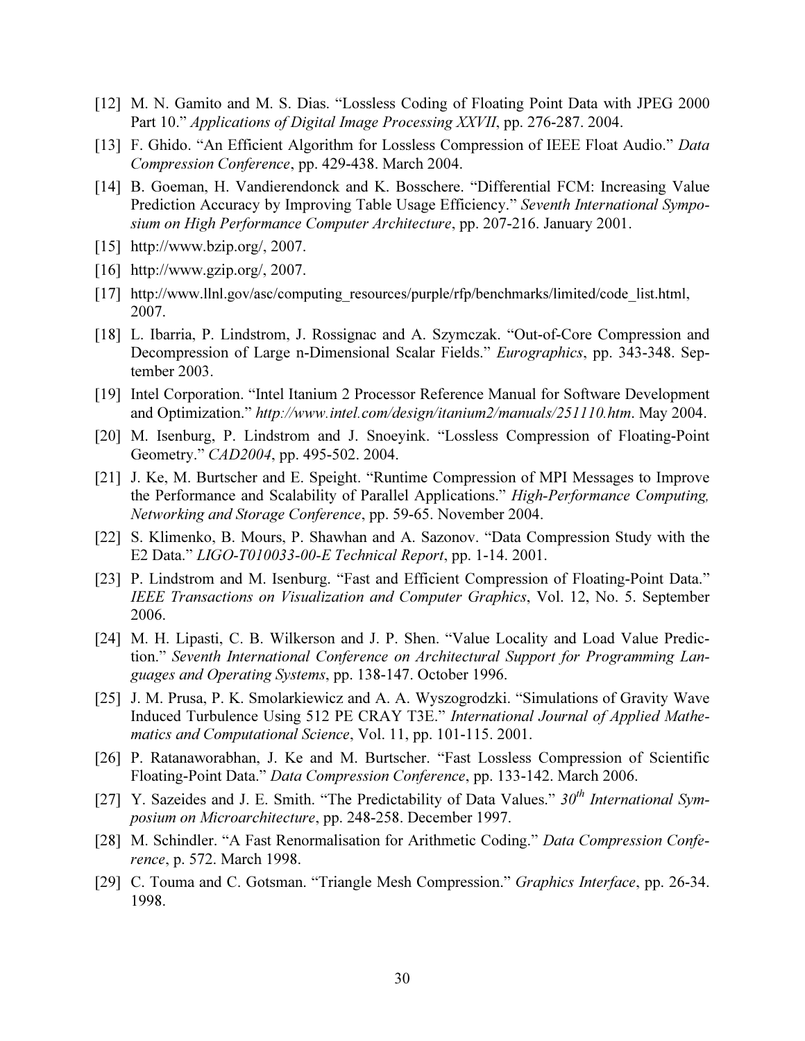[12] M. N. Gamito and M. S. Dias. "Lossless Coding of Floating Point Data with JPEG 2000 Part 10." *Applications of Digital Image Processing XXVII*, pp. 276-287. 2004.

[13] F. Ghido. "An Efficient Algorithm for Lossless Compression of IEEE Float Audio." *Data Compression Conference*, pp. 429-438. March 2004.

[14] B. Goeman, H. Vandierendonck and K. Bosschere. "Differential FCM: Increasing Value Prediction Accuracy by Improving Table Usage Efficiency." *Seventh International Symposium on High Performance Computer Architecture*, pp. 207-216. January 2001.

[15] http://www.bzip.org/, 2007.

[16] http://www.gzip.org/, 2007.

[17] http://www.llnl.gov/asc/computing_resources/purple/rfp/benchmarks/limited/code_list.html, 2007.

[18] L. Ibarria, P. Lindstrom, J. Rossignac and A. Szymczak. "Out-of-Core Compression and Decompression of Large n-Dimensional Scalar Fields." *Eurographics*, pp. 343-348. September 2003.

[19] Intel Corporation. "Intel Itanium 2 Processor Reference Manual for Software Development and Optimization." *http://www.intel.com/design/itanium2/manuals/251110.htm*. May 2004.

[20] M. Isenburg, P. Lindstrom and J. Snoeyink. "Lossless Compression of Floating-Point Geometry." *CAD2004*, pp. 495-502. 2004.

[21] J. Ke, M. Burtscher and E. Speight. "Runtime Compression of MPI Messages to Improve the Performance and Scalability of Parallel Applications." *High-Performance Computing, Networking and Storage Conference*, pp. 59-65. November 2004.

[22] S. Klimenko, B. Mours, P. Shawhan and A. Sazonov. "Data Compression Study with the E2 Data." *LIGO-T010033-00-E Technical Report*, pp. 1-14. 2001.

[23] P. Lindstrom and M. Isenburg. "Fast and Efficient Compression of Floating-Point Data." *IEEE Transactions on Visualization and Computer Graphics*, Vol. 12, No. 5. September 2006.

[24] M. H. Lipasti, C. B. Wilkerson and J. P. Shen. "Value Locality and Load Value Prediction." *Seventh International Conference on Architectural Support for Programming Languages and Operating Systems*, pp. 138-147. October 1996.

[25] J. M. Prusa, P. K. Smolarkiewicz and A. A. Wyszogrodzki. "Simulations of Gravity Wave Induced Turbulence Using 512 PE CRAY T3E." *International Journal of Applied Mathematics and Computational Science*, Vol. 11, pp. 101-115. 2001.

[26] P. Ratanaworabhan, J. Ke and M. Burtscher. "Fast Lossless Compression of Scientific Floating-Point Data." *Data Compression Conference*, pp. 133-142. March 2006.

[27] Y. Sazeides and J. E. Smith. "The Predictability of Data Values." *30th International Symposium on Microarchitecture*, pp. 248-258. December 1997.

[28] M. Schindler. "A Fast Renormalisation for Arithmetic Coding." *Data Compression Conference*, p. 572. March 1998.

[29] C. Touma and C. Gotsman. "Triangle Mesh Compression." *Graphics Interface*, pp. 26-34. 1998.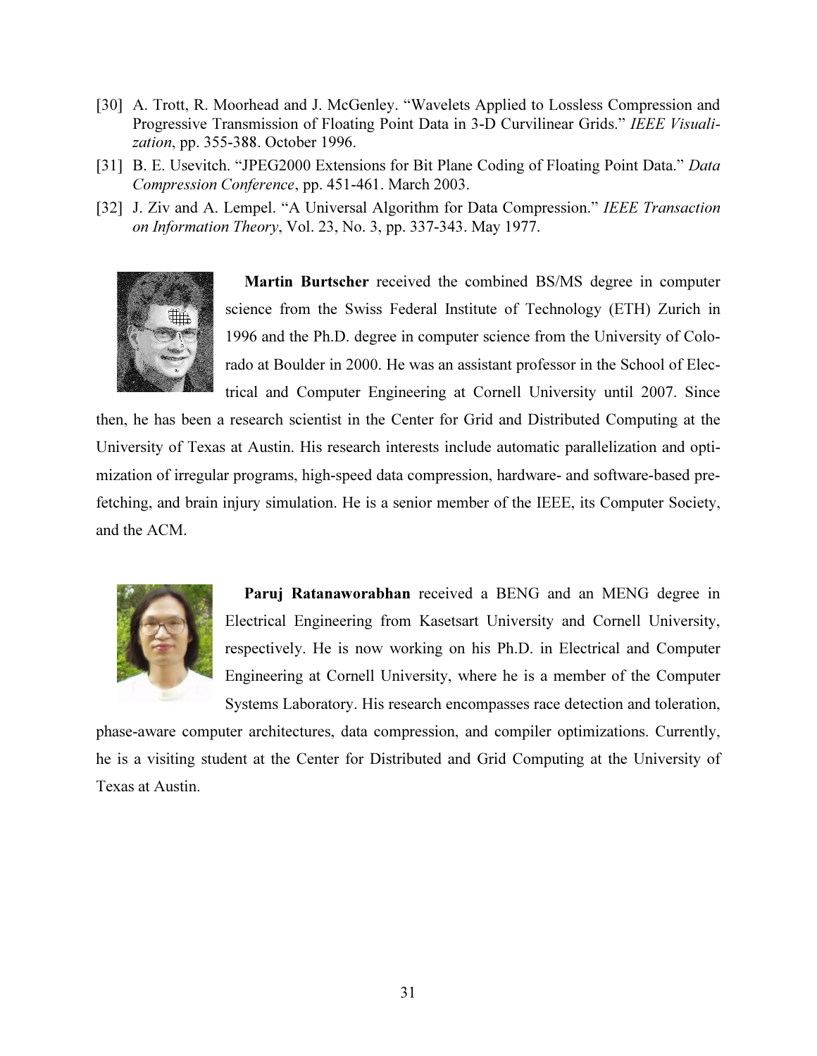[30] A. Trott, R. Moorhead and J. McGenley. "Wavelets Applied to Lossless Compression and Progressive Transmission of Floating Point Data in 3-D Curvilinear Grids." *IEEE Visualization*, pp. 355-388. October 1996.

[31] B. E. Usevitch. "JPEG2000 Extensions for Bit Plane Coding of Floating Point Data." *Data Compression Conference*, pp. 451-461. March 2003.

[32] J. Ziv and A. Lempel. "A Universal Algorithm for Data Compression." *IEEE Transaction on Information Theory*, Vol. 23, No. 3, pp. 337-343. May 1977.

**Martin Burtscher** received the combined BS/MS degree in computer science from the Swiss Federal Institute of Technology (ETH) Zurich in 1996 and the Ph.D. degree in computer science from the University of Colorado at Boulder in 2000. He was an assistant professor in the School of Electrical and Computer Engineering at Cornell University until 2007. Since then, he has been a research scientist in the Center for Grid and Distributed Computing at the University of Texas at Austin. His research interests include automatic parallelization and optimization of irregular programs, high-speed data compression, hardware- and software-based prefetching, and brain injury simulation. He is a senior member of the IEEE, its Computer Society, and the ACM.

**Paruj Ratanaworabhan** received a BENG and an MENG degree in Electrical Engineering from Kasetsart University and Cornell University, respectively. He is now working on his Ph.D. in Electrical and Computer Engineering at Cornell University, where he is a member of the Computer Systems Laboratory. His research encompasses race detection and toleration, phase-aware computer architectures, data compression, and compiler optimizations. Currently, he is a visiting student at the Center for Distributed and Grid Computing at the University of Texas at Austin.